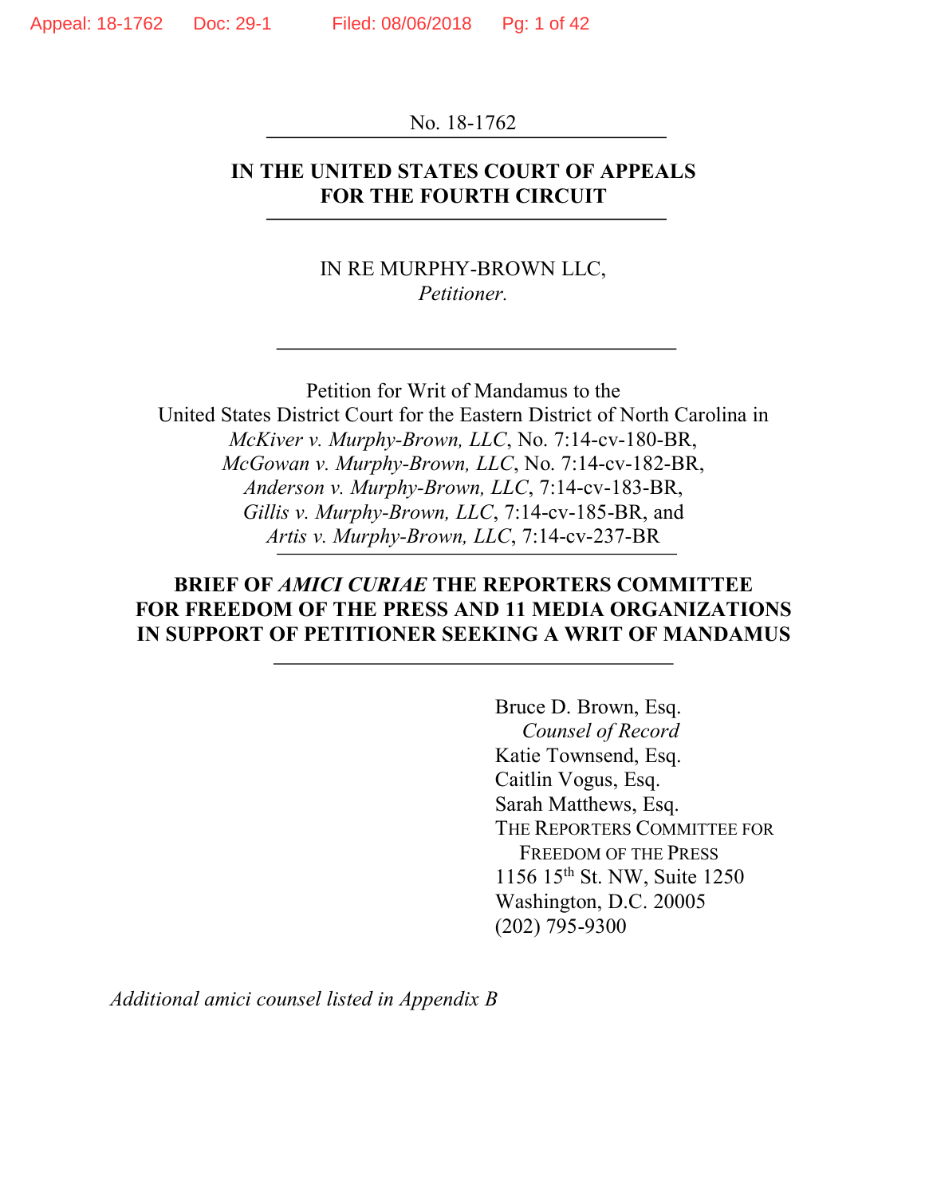No. 18-1762

**IN THE UNITED STATES COURT OF APPEALS FOR THE FOURTH CIRCUIT**

IN RE MURPHY-BROWN LLC,
*Petitioner.*

Petition for Writ of Mandamus to the
United States District Court for the Eastern District of North Carolina in
*McKiver v. Murphy-Brown, LLC*, No. 7:14-cv-180-BR,
*McGowan v. Murphy-Brown, LLC*, No. 7:14-cv-182-BR,
*Anderson v. Murphy-Brown, LLC*, 7:14-cv-183-BR,
*Gillis v. Murphy-Brown, LLC*, 7:14-cv-185-BR, and
*Artis v. Murphy-Brown, LLC*, 7:14-cv-237-BR

**BRIEF OF *AMICI CURIAE* THE REPORTERS COMMITTEE FOR FREEDOM OF THE PRESS AND 11 MEDIA ORGANIZATIONS IN SUPPORT OF PETITIONER SEEKING A WRIT OF MANDAMUS**

Bruce D. Brown, Esq.
*Counsel of Record*
Katie Townsend, Esq.
Caitlin Vogus, Esq.
Sarah Matthews, Esq.
THE REPORTERS COMMITTEE FOR FREEDOM OF THE PRESS
1156 15th St. NW, Suite 1250
Washington, D.C. 20005
(202) 795-9300

*Additional amici counsel listed in Appendix B*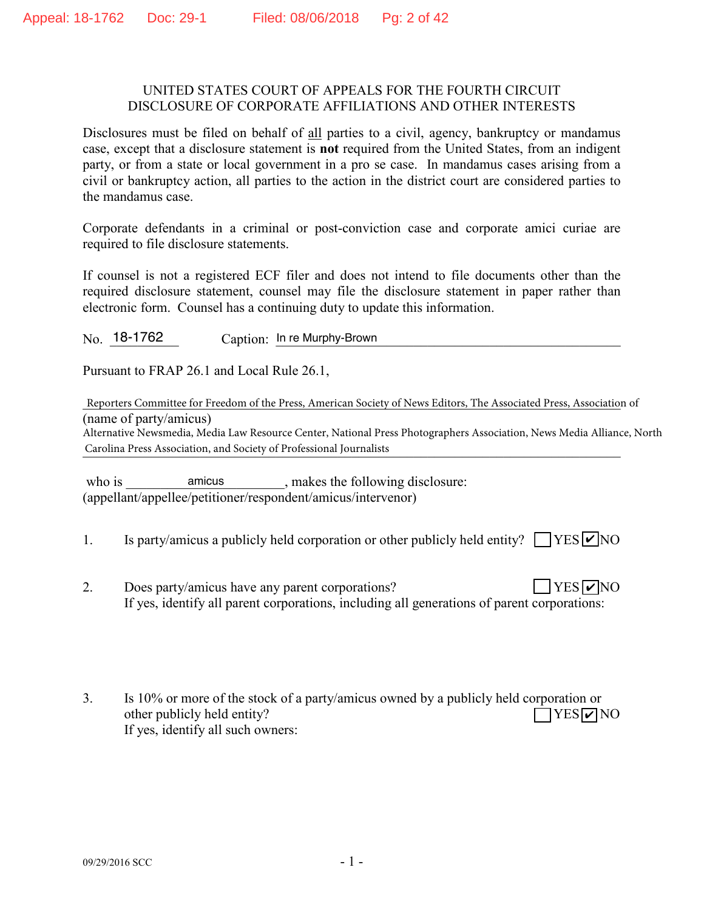UNITED STATES COURT OF APPEALS FOR THE FOURTH CIRCUIT
DISCLOSURE OF CORPORATE AFFILIATIONS AND OTHER INTERESTS

Disclosures must be filed on behalf of all parties to a civil, agency, bankruptcy or mandamus case, except that a disclosure statement is **not** required from the United States, from an indigent party, or from a state or local government in a pro se case. In mandamus cases arising from a civil or bankruptcy action, all parties to the action in the district court are considered parties to the mandamus case.

Corporate defendants in a criminal or post-conviction case and corporate amici curiae are required to file disclosure statements.

If counsel is not a registered ECF filer and does not intend to file documents other than the required disclosure statement, counsel may file the disclosure statement in paper rather than electronic form. Counsel has a continuing duty to update this information.

No. 18-1762 Caption: In re Murphy-Brown

Pursuant to FRAP 26.1 and Local Rule 26.1,

Reporters Committee for Freedom of the Press, American Society of News Editors, The Associated Press, Association of Alternative Newsmedia, Media Law Resource Center, National Press Photographers Association, News Media Alliance, North Carolina Press Association, and Society of Professional Journalists
(name of party/amicus)

who is amicus, makes the following disclosure:
(appellant/appellee/petitioner/respondent/amicus/intervenor)

1. Is party/amicus a publicly held corporation or other publicly held entity? ☐ YES ☑ NO

2. Does party/amicus have any parent corporations? ☐ YES ☑ NO
If yes, identify all parent corporations, including all generations of parent corporations:

3. Is 10% or more of the stock of a party/amicus owned by a publicly held corporation or other publicly held entity? ☐ YES ☑ NO
If yes, identify all such owners:

09/29/2016 SCC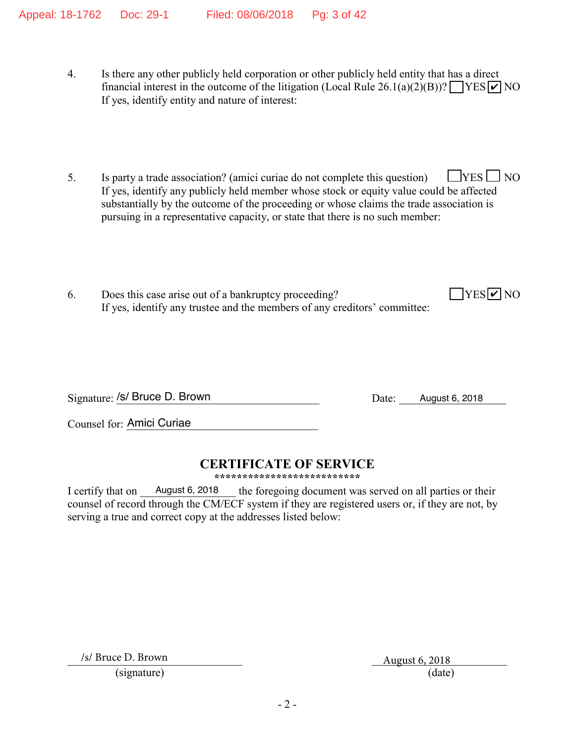4. Is there any other publicly held corporation or other publicly held entity that has a direct financial interest in the outcome of the litigation (Local Rule 26.1(a)(2)(B))? ☐ YES ☑ NO
If yes, identify entity and nature of interest:

5. Is party a trade association? (amici curiae do not complete this question) ☐ YES ☐ NO
If yes, identify any publicly held member whose stock or equity value could be affected substantially by the outcome of the proceeding or whose claims the trade association is pursuing in a representative capacity, or state that there is no such member:

6. Does this case arise out of a bankruptcy proceeding? ☐ YES ☑ NO
If yes, identify any trustee and the members of any creditors' committee:

Signature: /s/ Bruce D. Brown  Date: August 6, 2018

Counsel for: Amici Curiae

## CERTIFICATE OF SERVICE

**************************

I certify that on August 6, 2018 the foregoing document was served on all parties or their counsel of record through the CM/ECF system if they are registered users or, if they are not, by serving a true and correct copy at the addresses listed below:

/s/ Bruce D. Brown  
(signature)

August 6, 2018  
(date)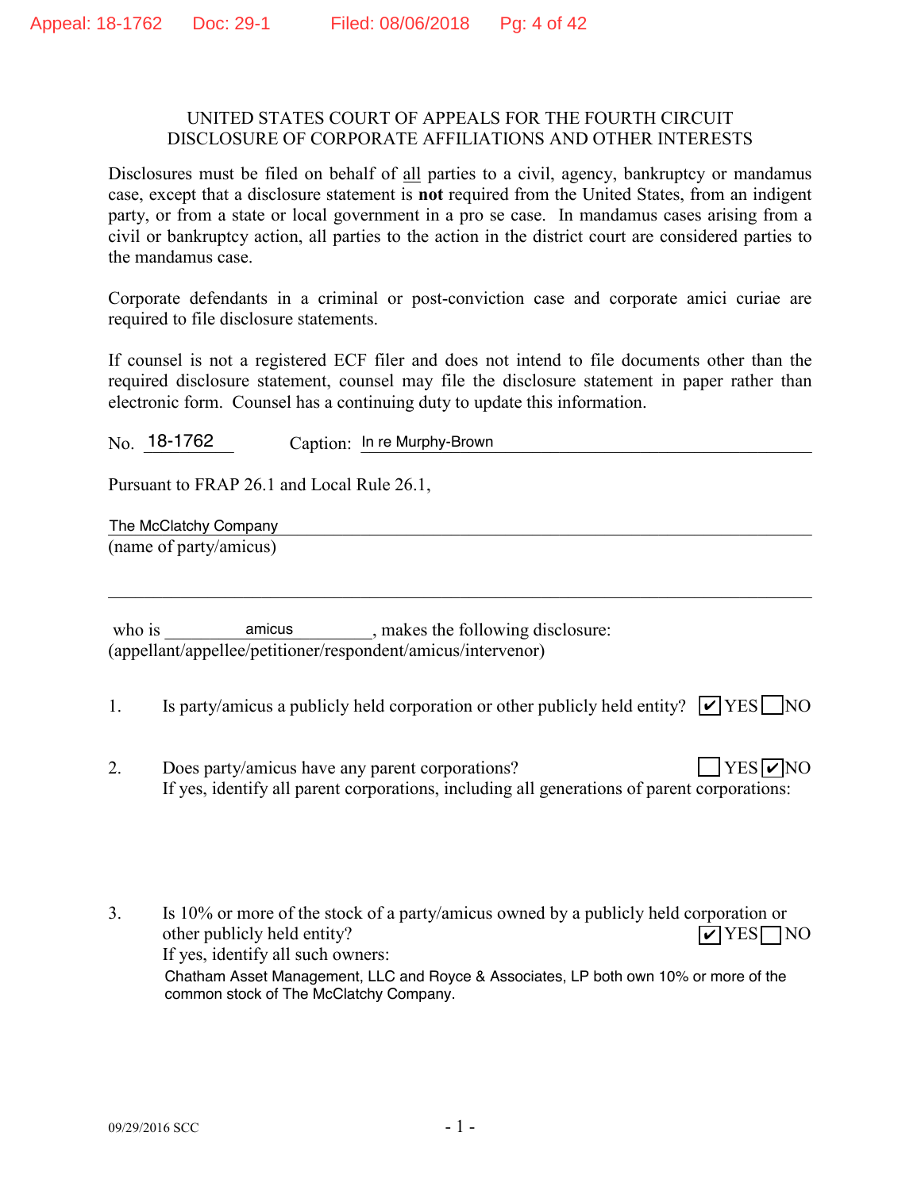UNITED STATES COURT OF APPEALS FOR THE FOURTH CIRCUIT
DISCLOSURE OF CORPORATE AFFILIATIONS AND OTHER INTERESTS

Disclosures must be filed on behalf of all parties to a civil, agency, bankruptcy or mandamus case, except that a disclosure statement is **not** required from the United States, from an indigent party, or from a state or local government in a pro se case. In mandamus cases arising from a civil or bankruptcy action, all parties to the action in the district court are considered parties to the mandamus case.

Corporate defendants in a criminal or post-conviction case and corporate amici curiae are required to file disclosure statements.

If counsel is not a registered ECF filer and does not intend to file documents other than the required disclosure statement, counsel may file the disclosure statement in paper rather than electronic form. Counsel has a continuing duty to update this information.

No. 18-1762 Caption: In re Murphy-Brown

Pursuant to FRAP 26.1 and Local Rule 26.1,

The McClatchy Company
(name of party/amicus)

who is amicus, makes the following disclosure:
(appellant/appellee/petitioner/respondent/amicus/intervenor)

1. Is party/amicus a publicly held corporation or other publicly held entity? ☑ YES ☐ NO

2. Does party/amicus have any parent corporations? ☐ YES ☑ NO
If yes, identify all parent corporations, including all generations of parent corporations:

3. Is 10% or more of the stock of a party/amicus owned by a publicly held corporation or other publicly held entity? ☑ YES ☐ NO
If yes, identify all such owners:
Chatham Asset Management, LLC and Royce & Associates, LP both own 10% or more of the common stock of The McClatchy Company.

09/29/2016 SCC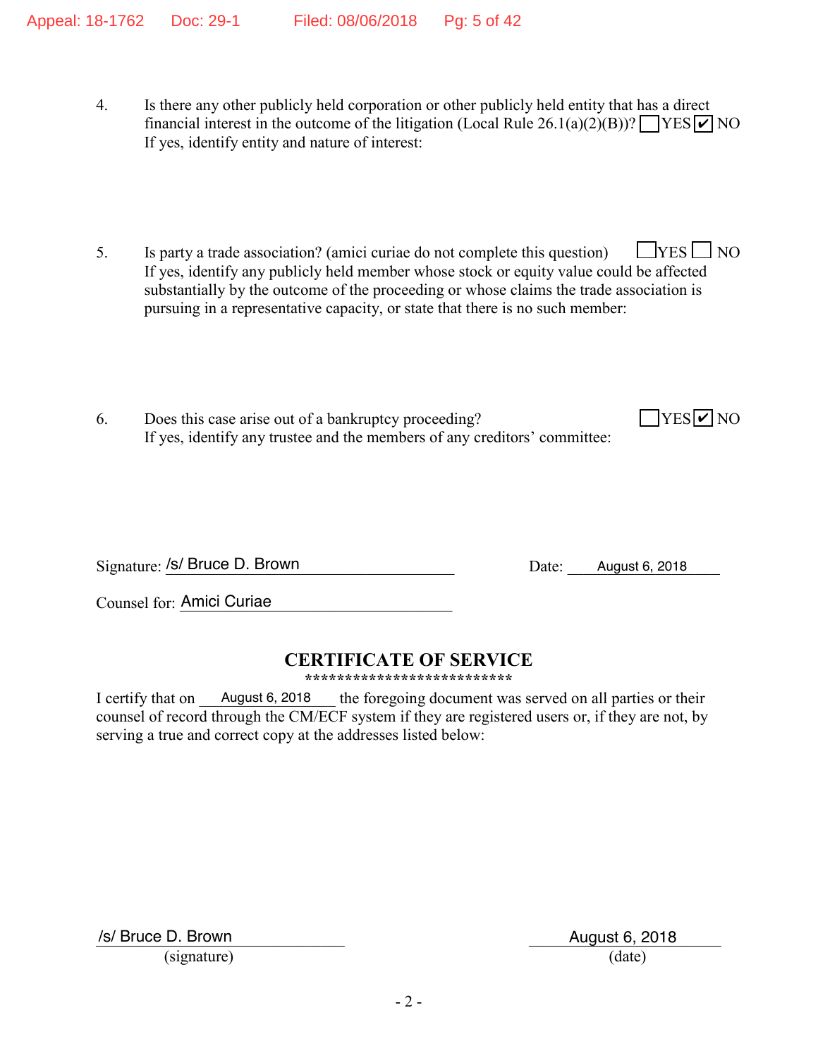4. Is there any other publicly held corporation or other publicly held entity that has a direct financial interest in the outcome of the litigation (Local Rule 26.1(a)(2)(B))? ☐YES ☑NO
If yes, identify entity and nature of interest:

5. Is party a trade association? (amici curiae do not complete this question) ☐YES ☐ NO
If yes, identify any publicly held member whose stock or equity value could be affected substantially by the outcome of the proceeding or whose claims the trade association is pursuing in a representative capacity, or state that there is no such member:

6. Does this case arise out of a bankruptcy proceeding? ☐YES ☑NO
If yes, identify any trustee and the members of any creditors' committee:

Signature: /s/ Bruce D. Brown Date: August 6, 2018

Counsel for: Amici Curiae

## CERTIFICATE OF SERVICE

**************************

I certify that on August 6, 2018 the foregoing document was served on all parties or their counsel of record through the CM/ECF system if they are registered users or, if they are not, by serving a true and correct copy at the addresses listed below:

/s/ Bruce D. Brown
(signature)

August 6, 2018
(date)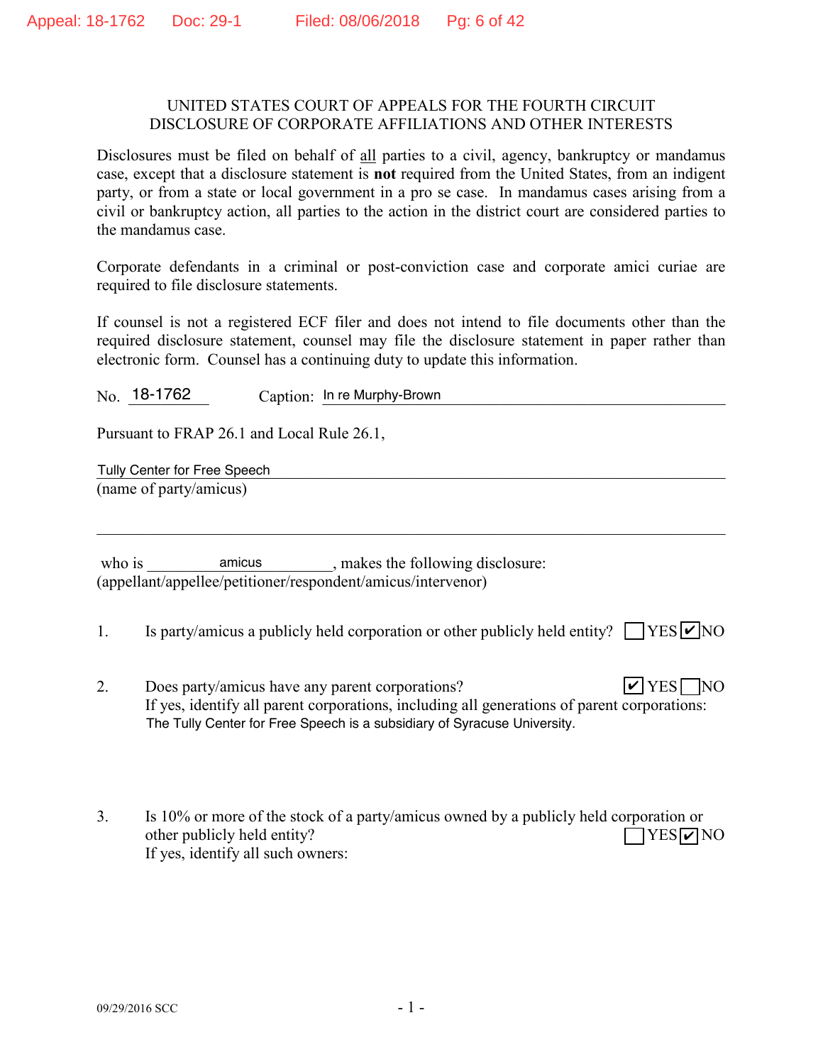UNITED STATES COURT OF APPEALS FOR THE FOURTH CIRCUIT
DISCLOSURE OF CORPORATE AFFILIATIONS AND OTHER INTERESTS

Disclosures must be filed on behalf of all parties to a civil, agency, bankruptcy or mandamus case, except that a disclosure statement is **not** required from the United States, from an indigent party, or from a state or local government in a pro se case. In mandamus cases arising from a civil or bankruptcy action, all parties to the action in the district court are considered parties to the mandamus case.

Corporate defendants in a criminal or post-conviction case and corporate amici curiae are required to file disclosure statements.

If counsel is not a registered ECF filer and does not intend to file documents other than the required disclosure statement, counsel may file the disclosure statement in paper rather than electronic form. Counsel has a continuing duty to update this information.

No. 18-1762 Caption: In re Murphy-Brown

Pursuant to FRAP 26.1 and Local Rule 26.1,

Tully Center for Free Speech
(name of party/amicus)

who is amicus, makes the following disclosure:
(appellant/appellee/petitioner/respondent/amicus/intervenor)

1. Is party/amicus a publicly held corporation or other publicly held entity? ☐ YES ☑ NO

2. Does party/amicus have any parent corporations? ☑ YES ☐ NO
If yes, identify all parent corporations, including all generations of parent corporations:
The Tully Center for Free Speech is a subsidiary of Syracuse University.

3. Is 10% or more of the stock of a party/amicus owned by a publicly held corporation or other publicly held entity? ☐ YES ☑ NO
If yes, identify all such owners:

09/29/2016 SCC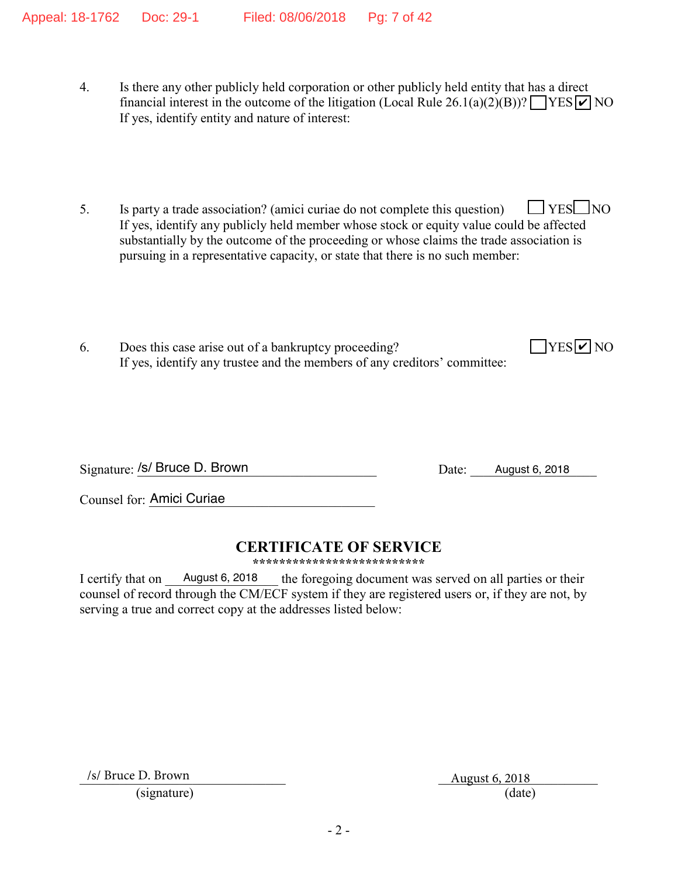4. Is there any other publicly held corporation or other publicly held entity that has a direct financial interest in the outcome of the litigation (Local Rule 26.1(a)(2)(B))? ☐ YES ☑ NO
   If yes, identify entity and nature of interest:

5. Is party a trade association? (amici curiae do not complete this question) ☐ YES ☐ NO
   If yes, identify any publicly held member whose stock or equity value could be affected substantially by the outcome of the proceeding or whose claims the trade association is pursuing in a representative capacity, or state that there is no such member:

6. Does this case arise out of a bankruptcy proceeding? ☐ YES ☑ NO
   If yes, identify any trustee and the members of any creditors' committee:

Signature: /s/ Bruce D. Brown          Date: August 6, 2018

Counsel for: Amici Curiae

## CERTIFICATE OF SERVICE

**************************

I certify that on August 6, 2018 the foregoing document was served on all parties or their counsel of record through the CM/ECF system if they are registered users or, if they are not, by serving a true and correct copy at the addresses listed below:

/s/ Bruce D. Brown
(signature)

August 6, 2018
(date)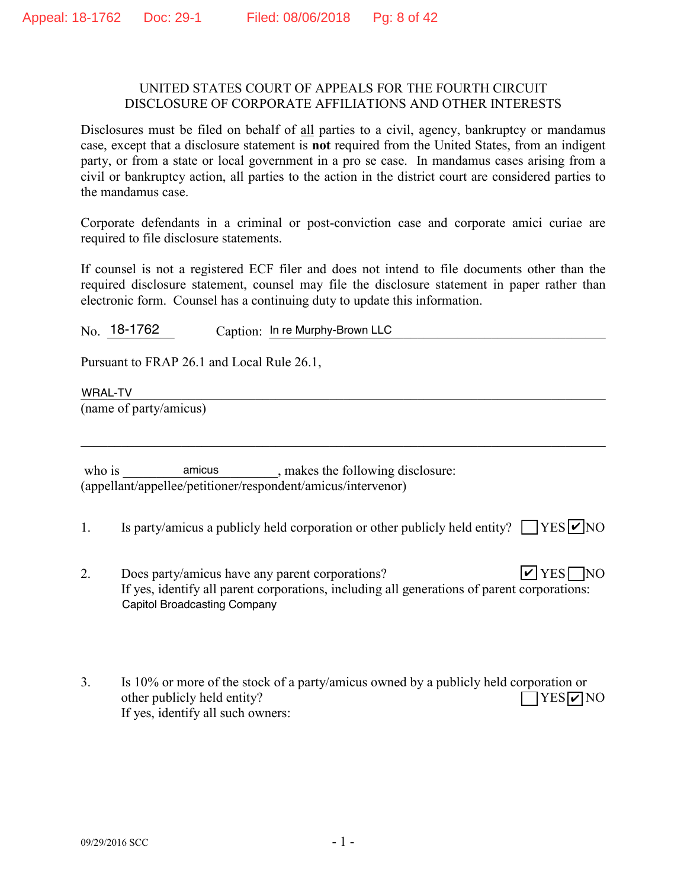UNITED STATES COURT OF APPEALS FOR THE FOURTH CIRCUIT
DISCLOSURE OF CORPORATE AFFILIATIONS AND OTHER INTERESTS

Disclosures must be filed on behalf of all parties to a civil, agency, bankruptcy or mandamus case, except that a disclosure statement is **not** required from the United States, from an indigent party, or from a state or local government in a pro se case. In mandamus cases arising from a civil or bankruptcy action, all parties to the action in the district court are considered parties to the mandamus case.

Corporate defendants in a criminal or post-conviction case and corporate amici curiae are required to file disclosure statements.

If counsel is not a registered ECF filer and does not intend to file documents other than the required disclosure statement, counsel may file the disclosure statement in paper rather than electronic form. Counsel has a continuing duty to update this information.

No. 18-1762 Caption: In re Murphy-Brown LLC

Pursuant to FRAP 26.1 and Local Rule 26.1,

WRAL-TV
(name of party/amicus)

who is amicus, makes the following disclosure:
(appellant/appellee/petitioner/respondent/amicus/intervenor)

1. Is party/amicus a publicly held corporation or other publicly held entity? ☐ YES ☑ NO

2. Does party/amicus have any parent corporations? ☑ YES ☐ NO
If yes, identify all parent corporations, including all generations of parent corporations:
Capitol Broadcasting Company

3. Is 10% or more of the stock of a party/amicus owned by a publicly held corporation or other publicly held entity? ☐ YES ☑ NO
If yes, identify all such owners:

09/29/2016 SCC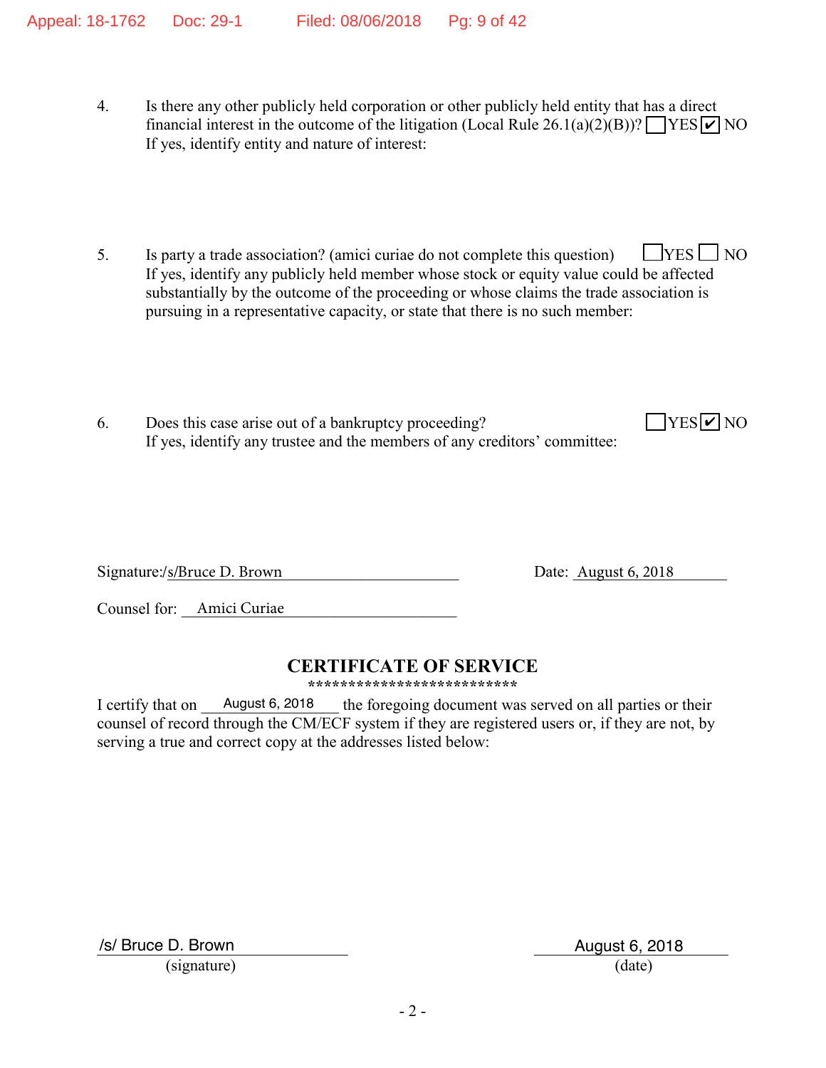4. Is there any other publicly held corporation or other publicly held entity that has a direct financial interest in the outcome of the litigation (Local Rule 26.1(a)(2)(B))? ☐ YES ☑ NO
   If yes, identify entity and nature of interest:

5. Is party a trade association? (amici curiae do not complete this question) ☐ YES ☐ NO
   If yes, identify any publicly held member whose stock or equity value could be affected substantially by the outcome of the proceeding or whose claims the trade association is pursuing in a representative capacity, or state that there is no such member:

6. Does this case arise out of a bankruptcy proceeding? ☐ YES ☑ NO
   If yes, identify any trustee and the members of any creditors' committee:

Signature: /s/Bruce D. Brown Date: August 6, 2018

Counsel for: Amici Curiae

## CERTIFICATE OF SERVICE

**************************

I certify that on August 6, 2018 the foregoing document was served on all parties or their counsel of record through the CM/ECF system if they are registered users or, if they are not, by serving a true and correct copy at the addresses listed below:

/s/ Bruce D. Brown
(signature)

August 6, 2018
(date)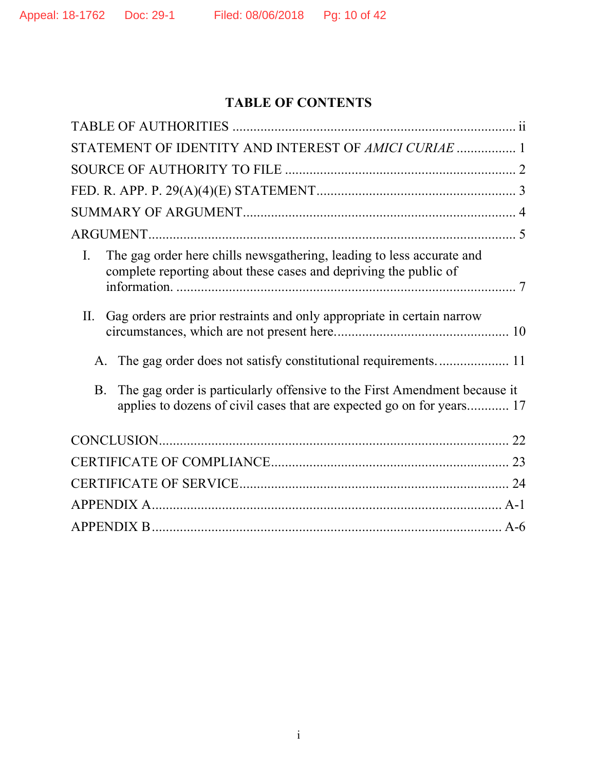## TABLE OF CONTENTS

TABLE OF AUTHORITIES ..................................................................................... ii

STATEMENT OF IDENTITY AND INTEREST OF *AMICI CURIAE* ................. 1

SOURCE OF AUTHORITY TO FILE ..................................................................... 2

FED. R. APP. P. 29(A)(4)(E) STATEMENT........................................................... 3

SUMMARY OF ARGUMENT................................................................................. 4

ARGUMENT............................................................................................................ 5

I. The gag order here chills newsgathering, leading to less accurate and complete reporting about these cases and depriving the public of information. ........................................................................................... 7

II. Gag orders are prior restraints and only appropriate in certain narrow circumstances, which are not present here.................................................. 10

   A. The gag order does not satisfy constitutional requirements.................... 11

   B. The gag order is particularly offensive to the First Amendment because it applies to dozens of civil cases that are expected go on for years............ 17

CONCLUSION...................................................................................................... 22

CERTIFICATE OF COMPLIANCE..................................................................... 23

CERTIFICATE OF SERVICE.............................................................................. 24

APPENDIX A..................................................................................................... A-1

APPENDIX B..................................................................................................... A-6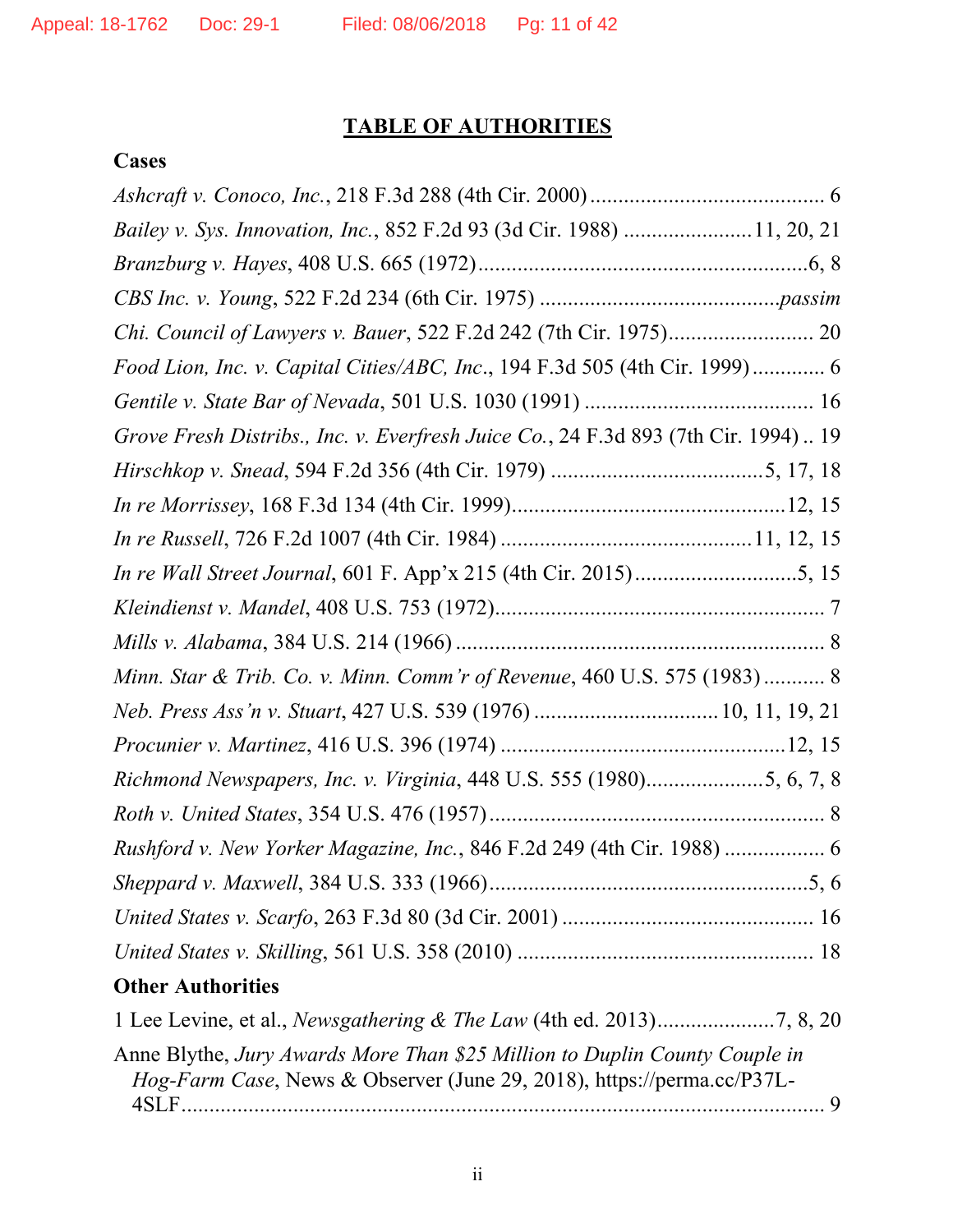# TABLE OF AUTHORITIES

## Cases

*Ashcraft v. Conoco, Inc.*, 218 F.3d 288 (4th Cir. 2000) .......................................... 6

*Bailey v. Sys. Innovation, Inc.*, 852 F.2d 93 (3d Cir. 1988) ......................11, 20, 21

*Branzburg v. Hayes*, 408 U.S. 665 (1972)...........................................................6, 8

*CBS Inc. v. Young*, 522 F.2d 234 (6th Cir. 1975) ..........................................*passim*

*Chi. Council of Lawyers v. Bauer*, 522 F.2d 242 (7th Cir. 1975)......................... 20

*Food Lion, Inc. v. Capital Cities/ABC, Inc.*, 194 F.3d 505 (4th Cir. 1999)............ 6

*Gentile v. State Bar of Nevada*, 501 U.S. 1030 (1991) .......................................... 16

*Grove Fresh Distribs., Inc. v. Everfresh Juice Co.*, 24 F.3d 893 (7th Cir. 1994) .. 19

*Hirschkop v. Snead*, 594 F.2d 356 (4th Cir. 1979) .....................................5, 17, 18

*In re Morrissey*, 168 F.3d 134 (4th Cir. 1999)................................................12, 15

*In re Russell*, 726 F.2d 1007 (4th Cir. 1984) ...........................................11, 12, 15

*In re Wall Street Journal*, 601 F. App'x 215 (4th Cir. 2015).............................5, 15

*Kleindienst v. Mandel*, 408 U.S. 753 (1972)........................................................... 7

*Mills v. Alabama*, 384 U.S. 214 (1966) ................................................................... 8

*Minn. Star & Trib. Co. v. Minn. Comm'r of Revenue*, 460 U.S. 575 (1983) ........... 8

*Neb. Press Ass'n v. Stuart*, 427 U.S. 539 (1976) ................................10, 11, 19, 21

*Procunier v. Martinez*, 416 U.S. 396 (1974) ..................................................12, 15

*Richmond Newspapers, Inc. v. Virginia*, 448 U.S. 555 (1980)....................5, 6, 7, 8

*Roth v. United States*, 354 U.S. 476 (1957)............................................................ 8

*Rushford v. New Yorker Magazine, Inc.*, 846 F.2d 249 (4th Cir. 1988) ................. 6

*Sheppard v. Maxwell*, 384 U.S. 333 (1966).........................................................5, 6

*United States v. Scarfo*, 263 F.3d 80 (3d Cir. 2001) ............................................. 16

*United States v. Skilling*, 561 U.S. 358 (2010) .................................................... 18

## Other Authorities

1 Lee Levine, et al., *Newsgathering & The Law* (4th ed. 2013)....................7, 8, 20

Anne Blythe, *Jury Awards More Than $25 Million to Duplin County Couple in Hog-Farm Case*, News & Observer (June 29, 2018), https://perma.cc/P37L-4SLF.................................................................................................... 9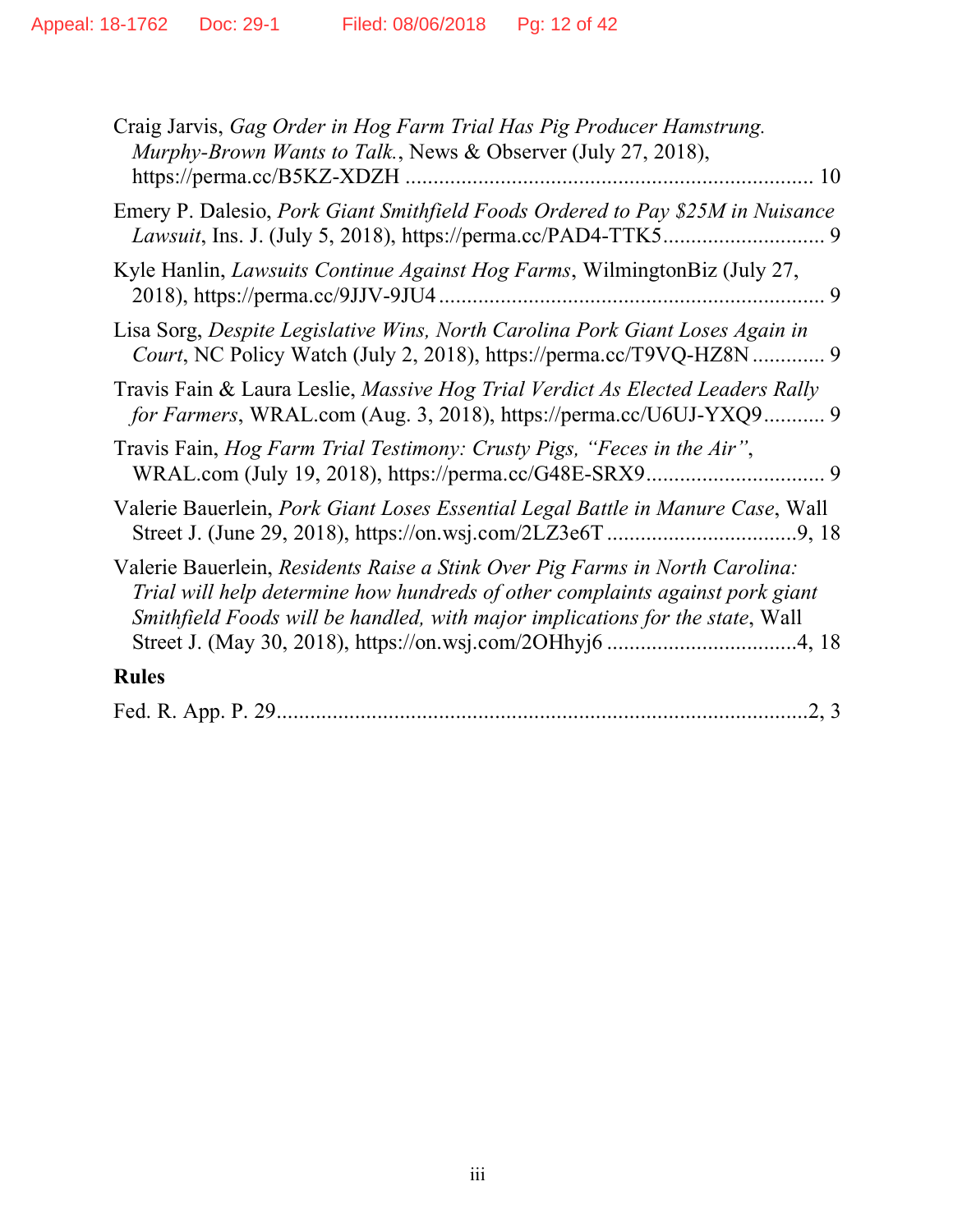Craig Jarvis, *Gag Order in Hog Farm Trial Has Pig Producer Hamstrung. Murphy-Brown Wants to Talk.*, News & Observer (July 27, 2018), https://perma.cc/B5KZ-XDZH ........................................................................ 10

Emery P. Dalesio, *Pork Giant Smithfield Foods Ordered to Pay $25M in Nuisance Lawsuit*, Ins. J. (July 5, 2018), https://perma.cc/PAD4-TTK5............................. 9

Kyle Hanlin, *Lawsuits Continue Against Hog Farms*, WilmingtonBiz (July 27, 2018), https://perma.cc/9JJV-9JU4.................................................................... 9

Lisa Sorg, *Despite Legislative Wins, North Carolina Pork Giant Loses Again in Court*, NC Policy Watch (July 2, 2018), https://perma.cc/T9VQ-HZ8N ............. 9

Travis Fain & Laura Leslie, *Massive Hog Trial Verdict As Elected Leaders Rally for Farmers*, WRAL.com (Aug. 3, 2018), https://perma.cc/U6UJ-YXQ9........... 9

Travis Fain, *Hog Farm Trial Testimony: Crusty Pigs, "Feces in the Air"*, WRAL.com (July 19, 2018), https://perma.cc/G48E-SRX9................................ 9

Valerie Bauerlein, *Pork Giant Loses Essential Legal Battle in Manure Case*, Wall Street J. (June 29, 2018), https://on.wsj.com/2LZ3e6T ..................................9, 18

Valerie Bauerlein, *Residents Raise a Stink Over Pig Farms in North Carolina: Trial will help determine how hundreds of other complaints against pork giant Smithfield Foods will be handled, with major implications for the state*, Wall Street J. (May 30, 2018), https://on.wsj.com/2OHhyj6 ..................................4, 18

**Rules**

Fed. R. App. P. 29.................................................................................................2, 3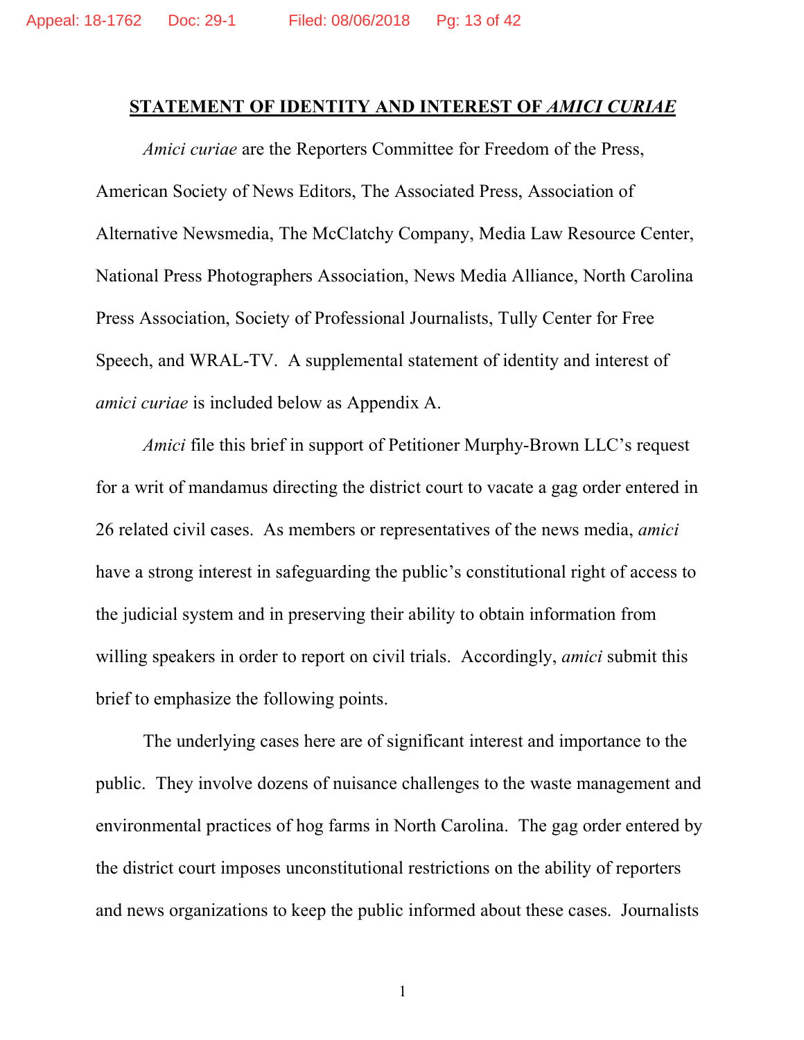## STATEMENT OF IDENTITY AND INTEREST OF *AMICI CURIAE*

*Amici curiae* are the Reporters Committee for Freedom of the Press, American Society of News Editors, The Associated Press, Association of Alternative Newsmedia, The McClatchy Company, Media Law Resource Center, National Press Photographers Association, News Media Alliance, North Carolina Press Association, Society of Professional Journalists, Tully Center for Free Speech, and WRAL-TV. A supplemental statement of identity and interest of *amici curiae* is included below as Appendix A.

*Amici* file this brief in support of Petitioner Murphy-Brown LLC's request for a writ of mandamus directing the district court to vacate a gag order entered in 26 related civil cases. As members or representatives of the news media, *amici* have a strong interest in safeguarding the public's constitutional right of access to the judicial system and in preserving their ability to obtain information from willing speakers in order to report on civil trials. Accordingly, *amici* submit this brief to emphasize the following points.

The underlying cases here are of significant interest and importance to the public. They involve dozens of nuisance challenges to the waste management and environmental practices of hog farms in North Carolina. The gag order entered by the district court imposes unconstitutional restrictions on the ability of reporters and news organizations to keep the public informed about these cases. Journalists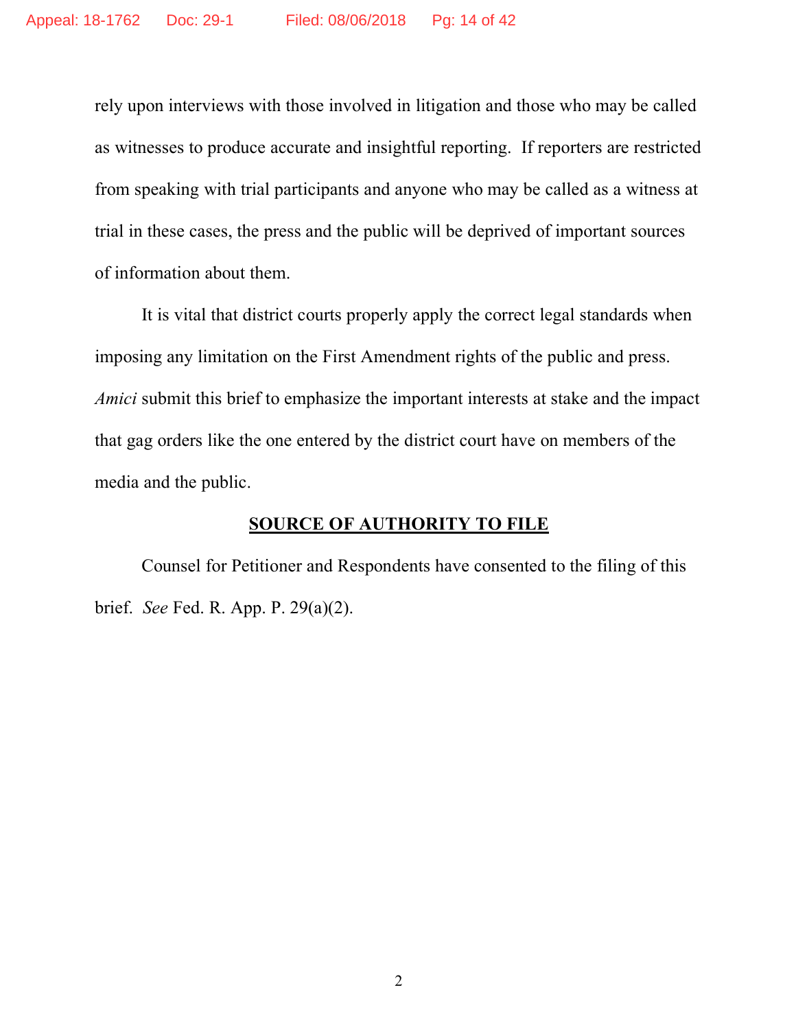rely upon interviews with those involved in litigation and those who may be called as witnesses to produce accurate and insightful reporting. If reporters are restricted from speaking with trial participants and anyone who may be called as a witness at trial in these cases, the press and the public will be deprived of important sources of information about them.

It is vital that district courts properly apply the correct legal standards when imposing any limitation on the First Amendment rights of the public and press. *Amici* submit this brief to emphasize the important interests at stake and the impact that gag orders like the one entered by the district court have on members of the media and the public.

## **SOURCE OF AUTHORITY TO FILE**

Counsel for Petitioner and Respondents have consented to the filing of this brief. *See* Fed. R. App. P. 29(a)(2).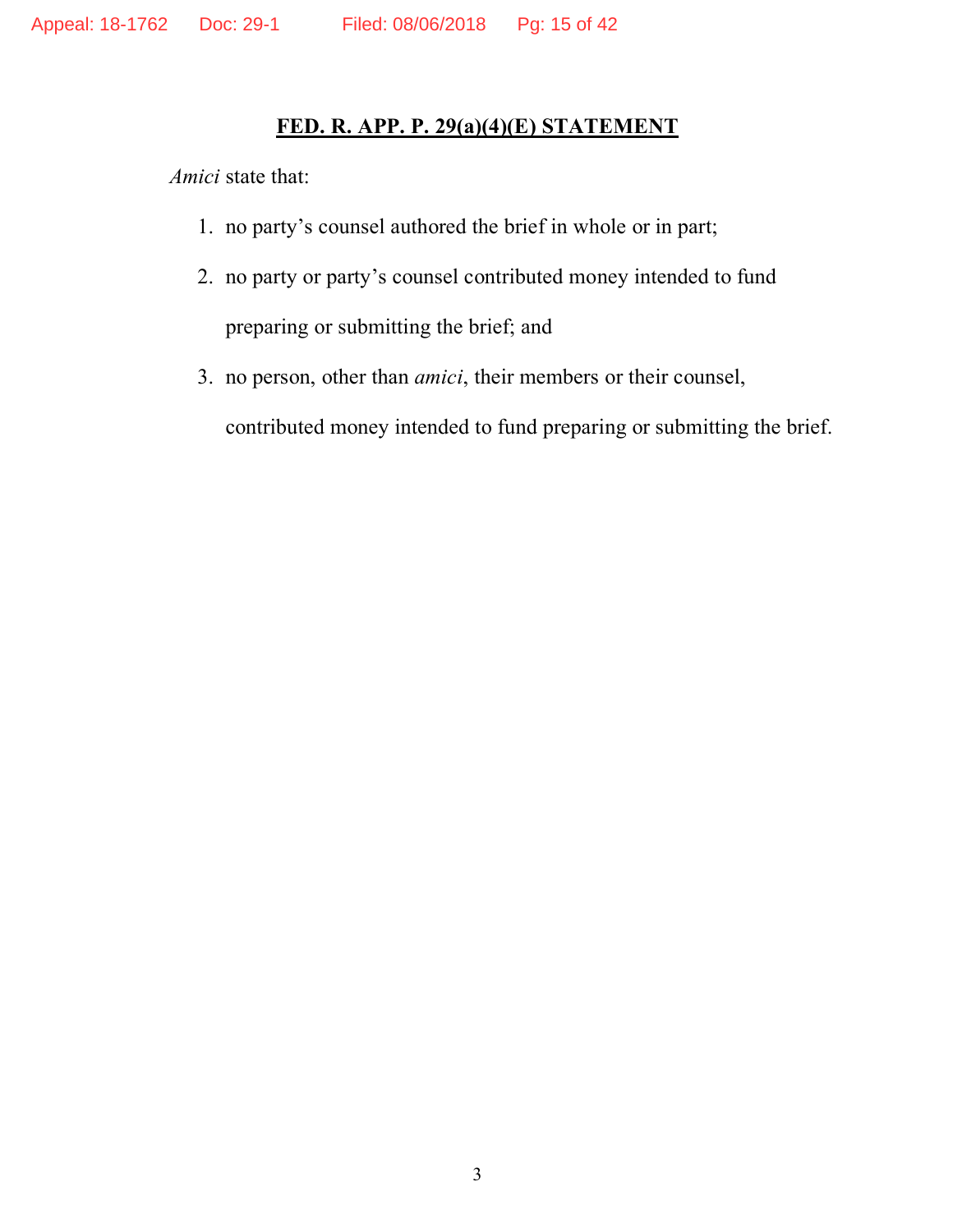## FED. R. APP. P. 29(a)(4)(E) STATEMENT

*Amici* state that:

1. no party's counsel authored the brief in whole or in part;
2. no party or party's counsel contributed money intended to fund preparing or submitting the brief; and
3. no person, other than *amici*, their members or their counsel, contributed money intended to fund preparing or submitting the brief.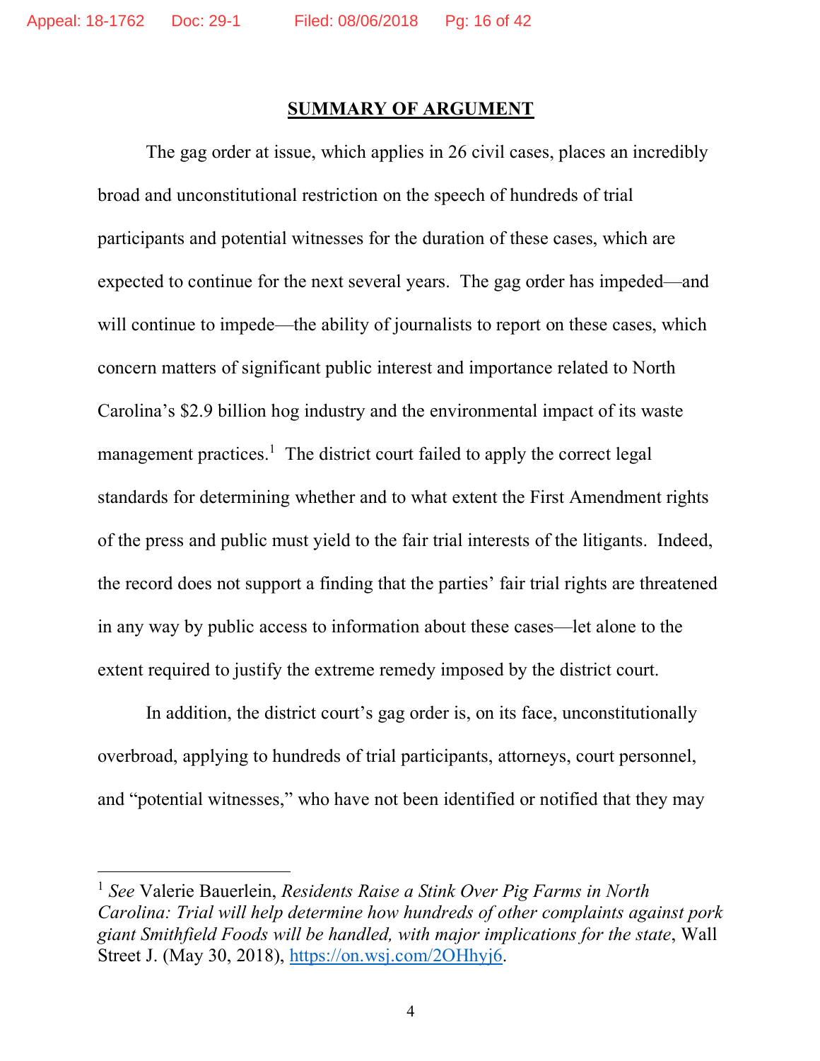## SUMMARY OF ARGUMENT

The gag order at issue, which applies in 26 civil cases, places an incredibly broad and unconstitutional restriction on the speech of hundreds of trial participants and potential witnesses for the duration of these cases, which are expected to continue for the next several years. The gag order has impeded—and will continue to impede—the ability of journalists to report on these cases, which concern matters of significant public interest and importance related to North Carolina's $2.9 billion hog industry and the environmental impact of its waste management practices.[1] The district court failed to apply the correct legal standards for determining whether and to what extent the First Amendment rights of the press and public must yield to the fair trial interests of the litigants. Indeed, the record does not support a finding that the parties' fair trial rights are threatened in any way by public access to information about these cases—let alone to the extent required to justify the extreme remedy imposed by the district court.

In addition, the district court's gag order is, on its face, unconstitutionally overbroad, applying to hundreds of trial participants, attorneys, court personnel, and "potential witnesses," who have not been identified or notified that they may

---

[1] *See* Valerie Bauerlein, *Residents Raise a Stink Over Pig Farms in North Carolina: Trial will help determine how hundreds of other complaints against pork giant Smithfield Foods will be handled, with major implications for the state*, Wall Street J. (May 30, 2018), https://on.wsj.com/2OHhyj6.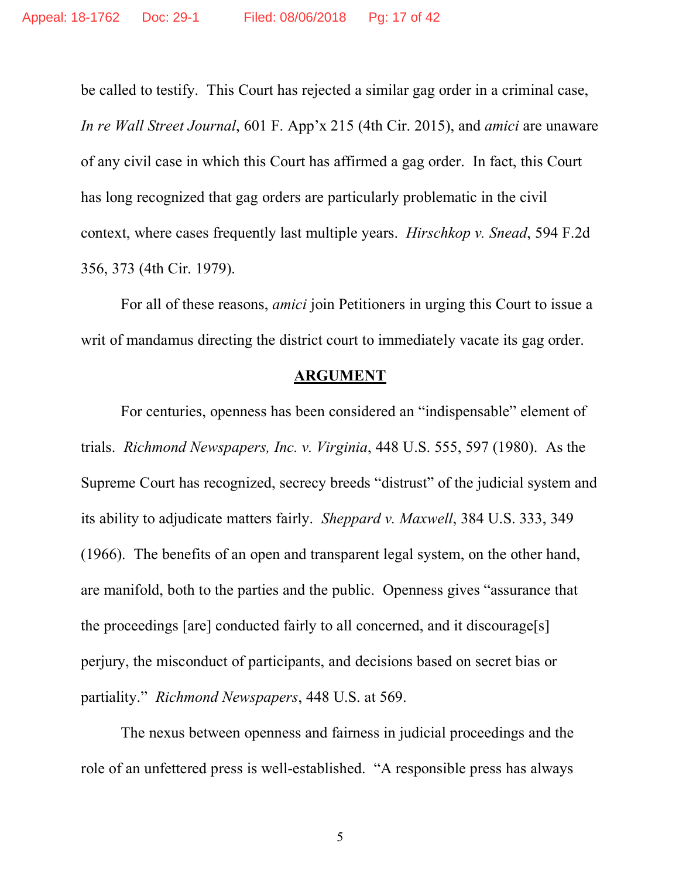be called to testify. This Court has rejected a similar gag order in a criminal case, *In re Wall Street Journal*, 601 F. App'x 215 (4th Cir. 2015), and *amici* are unaware of any civil case in which this Court has affirmed a gag order. In fact, this Court has long recognized that gag orders are particularly problematic in the civil context, where cases frequently last multiple years. *Hirschkop v. Snead*, 594 F.2d 356, 373 (4th Cir. 1979).

For all of these reasons, *amici* join Petitioners in urging this Court to issue a writ of mandamus directing the district court to immediately vacate its gag order.

## ARGUMENT

For centuries, openness has been considered an "indispensable" element of trials. *Richmond Newspapers, Inc. v. Virginia*, 448 U.S. 555, 597 (1980). As the Supreme Court has recognized, secrecy breeds "distrust" of the judicial system and its ability to adjudicate matters fairly. *Sheppard v. Maxwell*, 384 U.S. 333, 349 (1966). The benefits of an open and transparent legal system, on the other hand, are manifold, both to the parties and the public. Openness gives "assurance that the proceedings [are] conducted fairly to all concerned, and it discourage[s] perjury, the misconduct of participants, and decisions based on secret bias or partiality." *Richmond Newspapers*, 448 U.S. at 569.

The nexus between openness and fairness in judicial proceedings and the role of an unfettered press is well-established. "A responsible press has always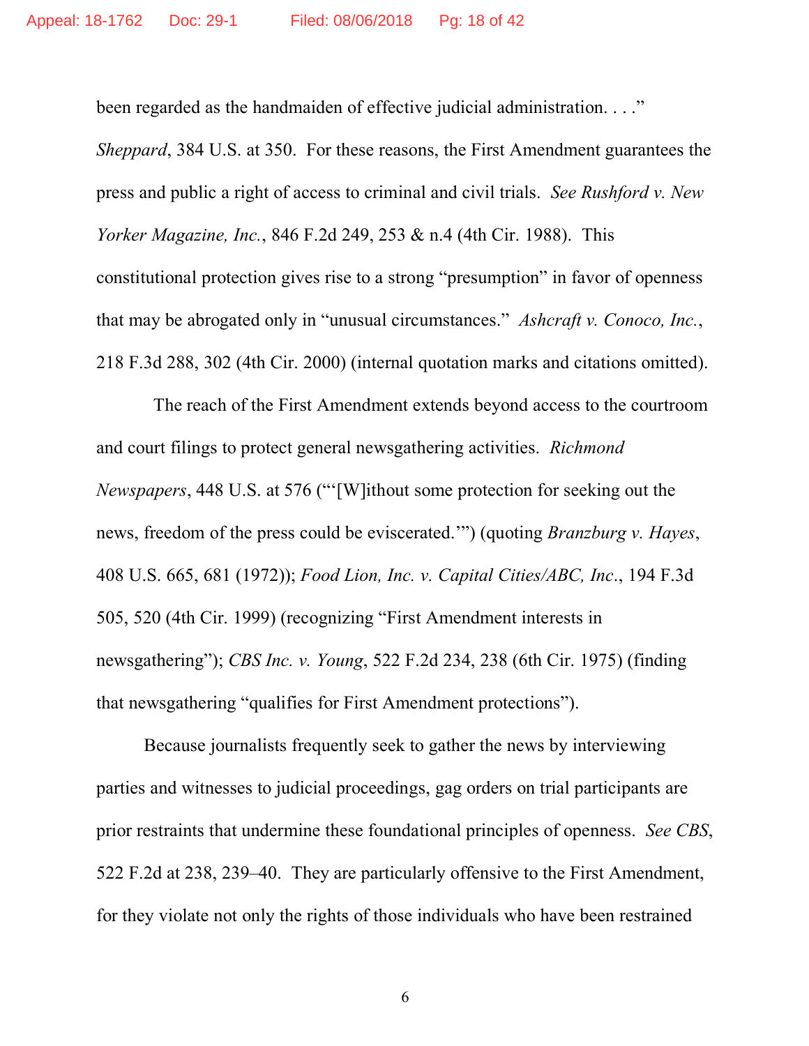been regarded as the handmaiden of effective judicial administration. . . ." *Sheppard*, 384 U.S. at 350. For these reasons, the First Amendment guarantees the press and public a right of access to criminal and civil trials. *See Rushford v. New Yorker Magazine, Inc.*, 846 F.2d 249, 253 & n.4 (4th Cir. 1988). This constitutional protection gives rise to a strong "presumption" in favor of openness that may be abrogated only in "unusual circumstances." *Ashcraft v. Conoco, Inc.*, 218 F.3d 288, 302 (4th Cir. 2000) (internal quotation marks and citations omitted).

The reach of the First Amendment extends beyond access to the courtroom and court filings to protect general newsgathering activities. *Richmond Newspapers*, 448 U.S. at 576 ("'[W]ithout some protection for seeking out the news, freedom of the press could be eviscerated.'") (quoting *Branzburg v. Hayes*, 408 U.S. 665, 681 (1972)); *Food Lion, Inc. v. Capital Cities/ABC, Inc*., 194 F.3d 505, 520 (4th Cir. 1999) (recognizing "First Amendment interests in newsgathering"); *CBS Inc. v. Young*, 522 F.2d 234, 238 (6th Cir. 1975) (finding that newsgathering "qualifies for First Amendment protections").

Because journalists frequently seek to gather the news by interviewing parties and witnesses to judicial proceedings, gag orders on trial participants are prior restraints that undermine these foundational principles of openness. *See CBS*, 522 F.2d at 238, 239–40. They are particularly offensive to the First Amendment, for they violate not only the rights of those individuals who have been restrained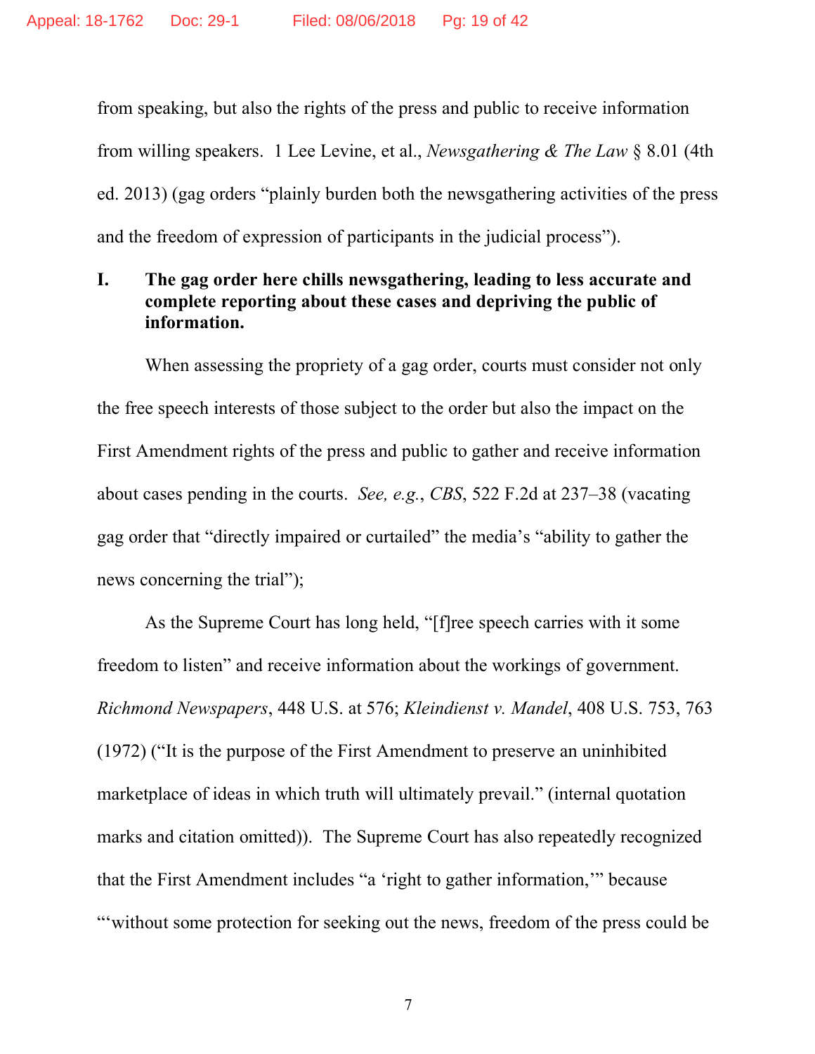from speaking, but also the rights of the press and public to receive information from willing speakers. 1 Lee Levine, et al., *Newsgathering & The Law* § 8.01 (4th ed. 2013) (gag orders "plainly burden both the newsgathering activities of the press and the freedom of expression of participants in the judicial process").

## I. The gag order here chills newsgathering, leading to less accurate and complete reporting about these cases and depriving the public of information.

When assessing the propriety of a gag order, courts must consider not only the free speech interests of those subject to the order but also the impact on the First Amendment rights of the press and public to gather and receive information about cases pending in the courts. *See, e.g.*, *CBS*, 522 F.2d at 237–38 (vacating gag order that "directly impaired or curtailed" the media's "ability to gather the news concerning the trial");

As the Supreme Court has long held, "[f]ree speech carries with it some freedom to listen" and receive information about the workings of government. *Richmond Newspapers*, 448 U.S. at 576; *Kleindienst v. Mandel*, 408 U.S. 753, 763 (1972) ("It is the purpose of the First Amendment to preserve an uninhibited marketplace of ideas in which truth will ultimately prevail." (internal quotation marks and citation omitted)). The Supreme Court has also repeatedly recognized that the First Amendment includes "a 'right to gather information,'" because "'without some protection for seeking out the news, freedom of the press could be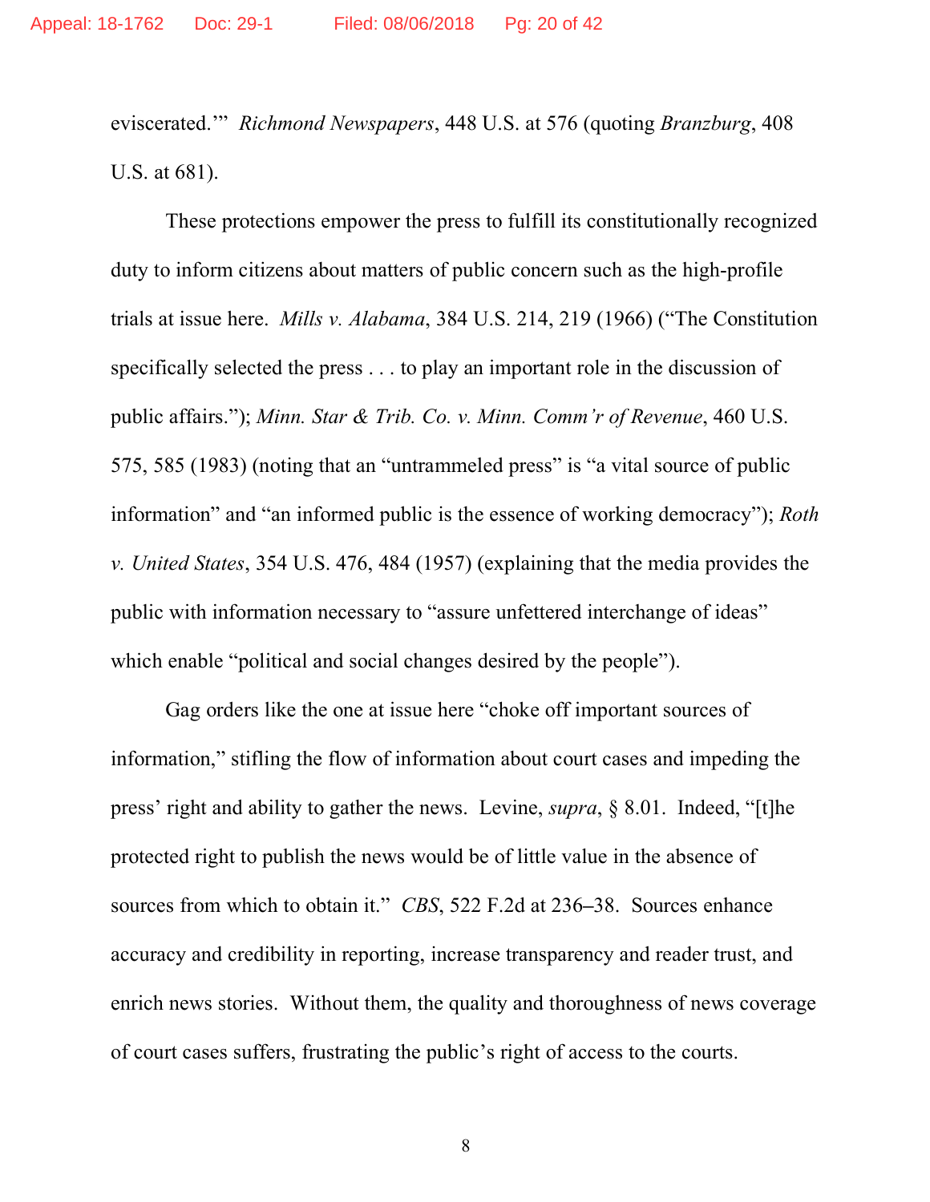eviscerated.'" *Richmond Newspapers*, 448 U.S. at 576 (quoting *Branzburg*, 408 U.S. at 681).

These protections empower the press to fulfill its constitutionally recognized duty to inform citizens about matters of public concern such as the high-profile trials at issue here. *Mills v. Alabama*, 384 U.S. 214, 219 (1966) ("The Constitution specifically selected the press . . . to play an important role in the discussion of public affairs."); *Minn. Star & Trib. Co. v. Minn. Comm'r of Revenue*, 460 U.S. 575, 585 (1983) (noting that an "untrammeled press" is "a vital source of public information" and "an informed public is the essence of working democracy"); *Roth v. United States*, 354 U.S. 476, 484 (1957) (explaining that the media provides the public with information necessary to "assure unfettered interchange of ideas" which enable "political and social changes desired by the people").

Gag orders like the one at issue here "choke off important sources of information," stifling the flow of information about court cases and impeding the press' right and ability to gather the news. Levine, *supra*, § 8.01. Indeed, "[t]he protected right to publish the news would be of little value in the absence of sources from which to obtain it." *CBS*, 522 F.2d at 236–38. Sources enhance accuracy and credibility in reporting, increase transparency and reader trust, and enrich news stories. Without them, the quality and thoroughness of news coverage of court cases suffers, frustrating the public's right of access to the courts.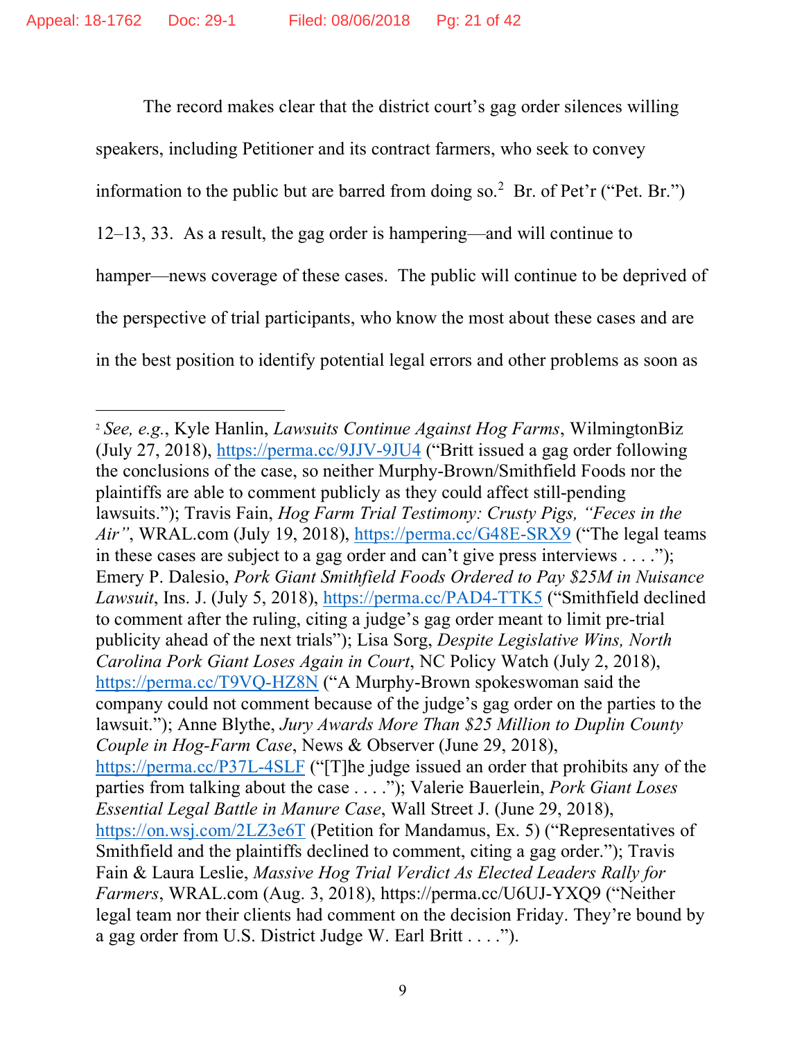The record makes clear that the district court's gag order silences willing speakers, including Petitioner and its contract farmers, who seek to convey information to the public but are barred from doing so.[2] Br. of Pet'r ("Pet. Br.") 12–13, 33. As a result, the gag order is hampering—and will continue to hamper—news coverage of these cases. The public will continue to be deprived of the perspective of trial participants, who know the most about these cases and are in the best position to identify potential legal errors and other problems as soon as

---

[2] *See, e.g.*, Kyle Hanlin, *Lawsuits Continue Against Hog Farms*, WilmingtonBiz (July 27, 2018), https://perma.cc/9JJV-9JU4 ("Britt issued a gag order following the conclusions of the case, so neither Murphy-Brown/Smithfield Foods nor the plaintiffs are able to comment publicly as they could affect still-pending lawsuits."); Travis Fain, *Hog Farm Trial Testimony: Crusty Pigs, "Feces in the Air"*, WRAL.com (July 19, 2018), https://perma.cc/G48E-SRX9 ("The legal teams in these cases are subject to a gag order and can't give press interviews . . . ."); Emery P. Dalesio, *Pork Giant Smithfield Foods Ordered to Pay $25M in Nuisance Lawsuit*, Ins. J. (July 5, 2018), https://perma.cc/PAD4-TTK5 ("Smithfield declined to comment after the ruling, citing a judge's gag order meant to limit pre-trial publicity ahead of the next trials"); Lisa Sorg, *Despite Legislative Wins, North Carolina Pork Giant Loses Again in Court*, NC Policy Watch (July 2, 2018), https://perma.cc/T9VQ-HZ8N ("A Murphy-Brown spokeswoman said the company could not comment because of the judge's gag order on the parties to the lawsuit."); Anne Blythe, *Jury Awards More Than $25 Million to Duplin County Couple in Hog-Farm Case*, News & Observer (June 29, 2018), https://perma.cc/P37L-4SLF ("[T]he judge issued an order that prohibits any of the parties from talking about the case . . . ."); Valerie Bauerlein, *Pork Giant Loses Essential Legal Battle in Manure Case*, Wall Street J. (June 29, 2018), https://on.wsj.com/2LZ3e6T (Petition for Mandamus, Ex. 5) ("Representatives of Smithfield and the plaintiffs declined to comment, citing a gag order."); Travis Fain & Laura Leslie, *Massive Hog Trial Verdict As Elected Leaders Rally for Farmers*, WRAL.com (Aug. 3, 2018), https://perma.cc/U6UJ-YXQ9 ("Neither legal team nor their clients had comment on the decision Friday. They're bound by a gag order from U.S. District Judge W. Earl Britt . . . .").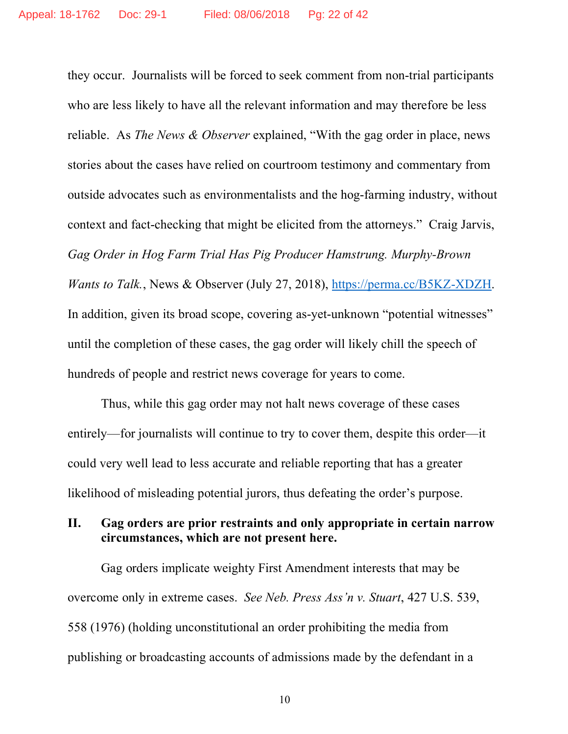they occur. Journalists will be forced to seek comment from non-trial participants who are less likely to have all the relevant information and may therefore be less reliable. As *The News & Observer* explained, "With the gag order in place, news stories about the cases have relied on courtroom testimony and commentary from outside advocates such as environmentalists and the hog-farming industry, without context and fact-checking that might be elicited from the attorneys." Craig Jarvis, *Gag Order in Hog Farm Trial Has Pig Producer Hamstrung. Murphy-Brown Wants to Talk.*, News & Observer (July 27, 2018), https://perma.cc/B5KZ-XDZH. In addition, given its broad scope, covering as-yet-unknown "potential witnesses" until the completion of these cases, the gag order will likely chill the speech of hundreds of people and restrict news coverage for years to come.

Thus, while this gag order may not halt news coverage of these cases entirely—for journalists will continue to try to cover them, despite this order—it could very well lead to less accurate and reliable reporting that has a greater likelihood of misleading potential jurors, thus defeating the order's purpose.

## II. Gag orders are prior restraints and only appropriate in certain narrow circumstances, which are not present here.

Gag orders implicate weighty First Amendment interests that may be overcome only in extreme cases. *See Neb. Press Ass'n v. Stuart*, 427 U.S. 539, 558 (1976) (holding unconstitutional an order prohibiting the media from publishing or broadcasting accounts of admissions made by the defendant in a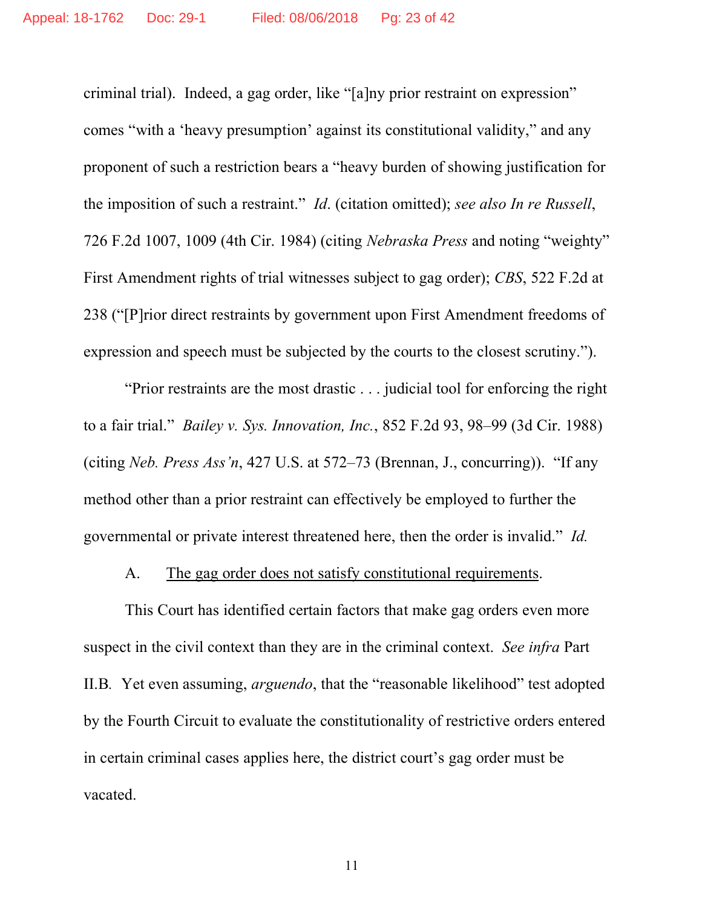criminal trial). Indeed, a gag order, like "[a]ny prior restraint on expression" comes "with a 'heavy presumption' against its constitutional validity," and any proponent of such a restriction bears a "heavy burden of showing justification for the imposition of such a restraint." *Id*. (citation omitted); *see also In re Russell*, 726 F.2d 1007, 1009 (4th Cir. 1984) (citing *Nebraska Press* and noting "weighty" First Amendment rights of trial witnesses subject to gag order); *CBS*, 522 F.2d at 238 ("[P]rior direct restraints by government upon First Amendment freedoms of expression and speech must be subjected by the courts to the closest scrutiny.").

"Prior restraints are the most drastic . . . judicial tool for enforcing the right to a fair trial." *Bailey v. Sys. Innovation, Inc.*, 852 F.2d 93, 98–99 (3d Cir. 1988) (citing *Neb. Press Ass'n*, 427 U.S. at 572–73 (Brennan, J., concurring)). "If any method other than a prior restraint can effectively be employed to further the governmental or private interest threatened here, then the order is invalid." *Id.*

A. <u>The gag order does not satisfy constitutional requirements</u>.

This Court has identified certain factors that make gag orders even more suspect in the civil context than they are in the criminal context. *See infra* Part II.B. Yet even assuming, *arguendo*, that the "reasonable likelihood" test adopted by the Fourth Circuit to evaluate the constitutionality of restrictive orders entered in certain criminal cases applies here, the district court's gag order must be vacated.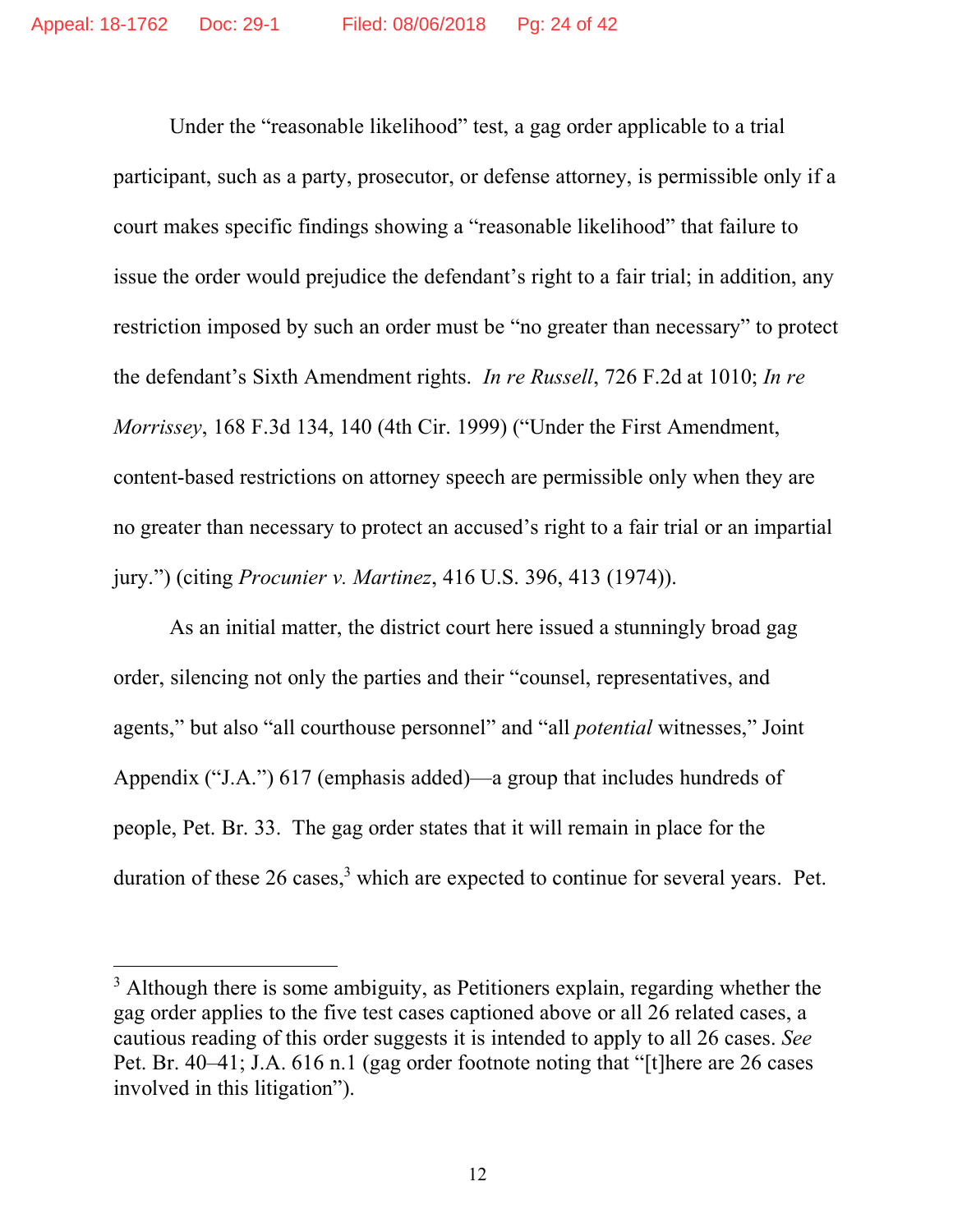Under the "reasonable likelihood" test, a gag order applicable to a trial participant, such as a party, prosecutor, or defense attorney, is permissible only if a court makes specific findings showing a "reasonable likelihood" that failure to issue the order would prejudice the defendant's right to a fair trial; in addition, any restriction imposed by such an order must be "no greater than necessary" to protect the defendant's Sixth Amendment rights. *In re Russell*, 726 F.2d at 1010; *In re Morrissey*, 168 F.3d 134, 140 (4th Cir. 1999) ("Under the First Amendment, content-based restrictions on attorney speech are permissible only when they are no greater than necessary to protect an accused's right to a fair trial or an impartial jury.") (citing *Procunier v. Martinez*, 416 U.S. 396, 413 (1974)).

As an initial matter, the district court here issued a stunningly broad gag order, silencing not only the parties and their "counsel, representatives, and agents," but also "all courthouse personnel" and "all *potential* witnesses," Joint Appendix ("J.A.") 617 (emphasis added)—a group that includes hundreds of people, Pet. Br. 33. The gag order states that it will remain in place for the duration of these 26 cases,[3] which are expected to continue for several years. Pet.

---

[3] Although there is some ambiguity, as Petitioners explain, regarding whether the gag order applies to the five test cases captioned above or all 26 related cases, a cautious reading of this order suggests it is intended to apply to all 26 cases. *See* Pet. Br. 40–41; J.A. 616 n.1 (gag order footnote noting that "[t]here are 26 cases involved in this litigation").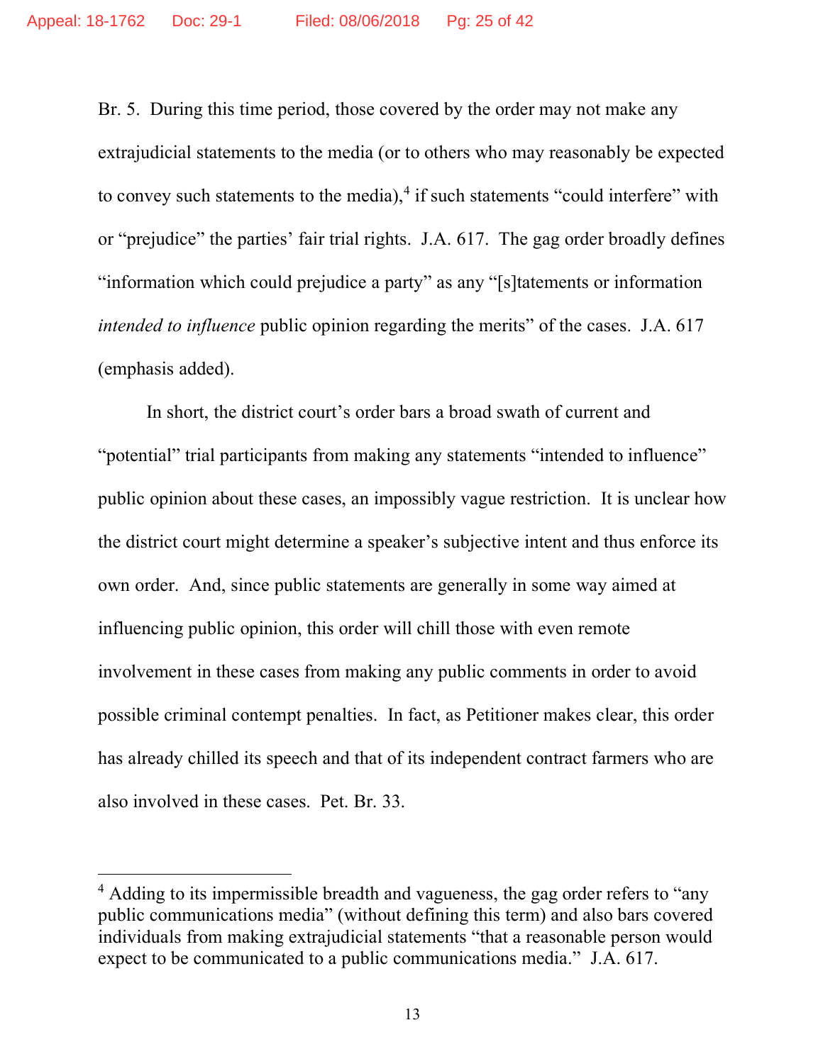Br. 5. During this time period, those covered by the order may not make any extrajudicial statements to the media (or to others who may reasonably be expected to convey such statements to the media),[4] if such statements "could interfere" with or "prejudice" the parties' fair trial rights. J.A. 617. The gag order broadly defines "information which could prejudice a party" as any "[s]tatements or information *intended to influence* public opinion regarding the merits" of the cases. J.A. 617 (emphasis added).

In short, the district court's order bars a broad swath of current and "potential" trial participants from making any statements "intended to influence" public opinion about these cases, an impossibly vague restriction. It is unclear how the district court might determine a speaker's subjective intent and thus enforce its own order. And, since public statements are generally in some way aimed at influencing public opinion, this order will chill those with even remote involvement in these cases from making any public comments in order to avoid possible criminal contempt penalties. In fact, as Petitioner makes clear, this order has already chilled its speech and that of its independent contract farmers who are also involved in these cases. Pet. Br. 33.

---

[4] Adding to its impermissible breadth and vagueness, the gag order refers to "any public communications media" (without defining this term) and also bars covered individuals from making extrajudicial statements "that a reasonable person would expect to be communicated to a public communications media." J.A. 617.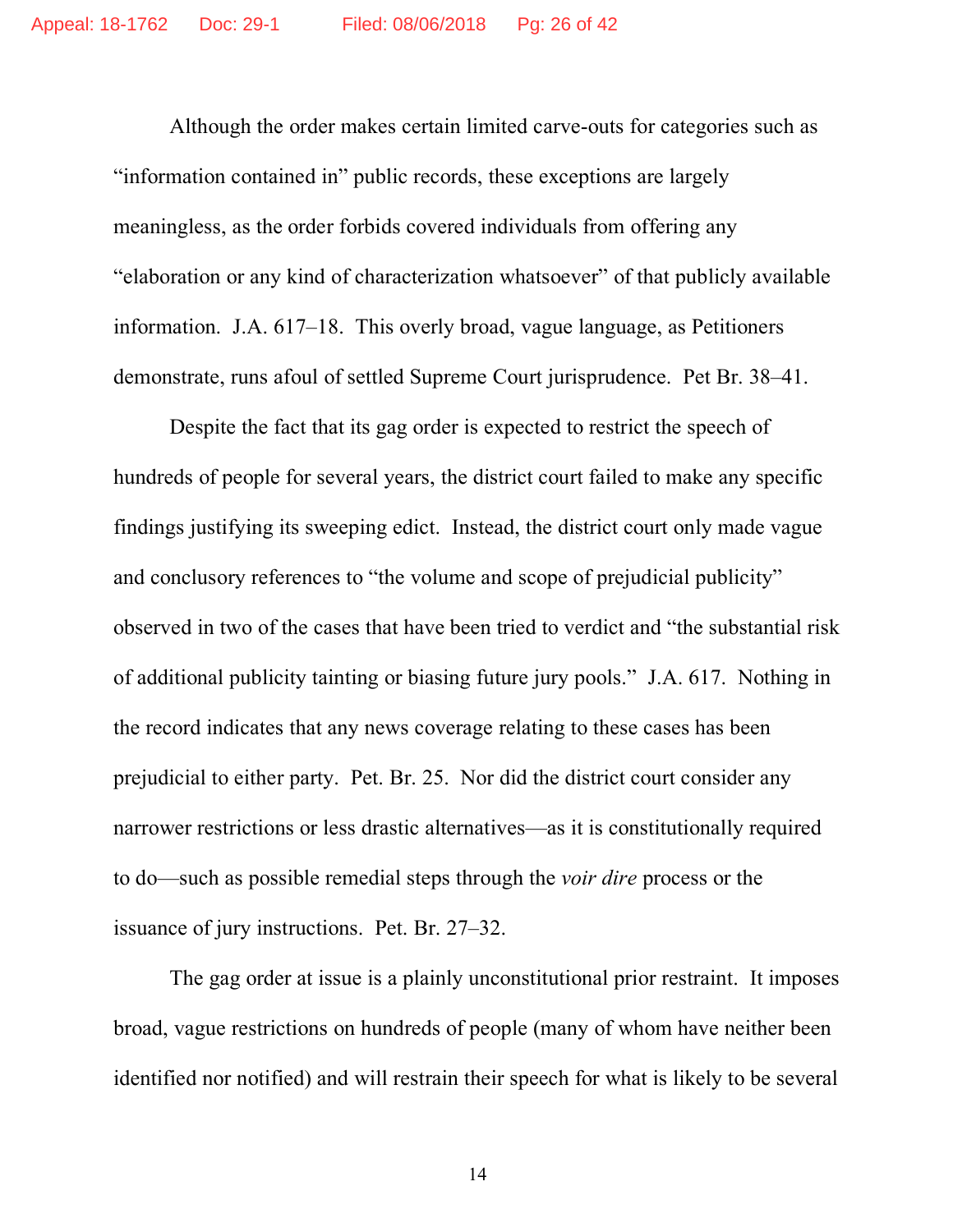Although the order makes certain limited carve-outs for categories such as "information contained in" public records, these exceptions are largely meaningless, as the order forbids covered individuals from offering any "elaboration or any kind of characterization whatsoever" of that publicly available information. J.A. 617–18. This overly broad, vague language, as Petitioners demonstrate, runs afoul of settled Supreme Court jurisprudence. Pet Br. 38–41.

Despite the fact that its gag order is expected to restrict the speech of hundreds of people for several years, the district court failed to make any specific findings justifying its sweeping edict. Instead, the district court only made vague and conclusory references to "the volume and scope of prejudicial publicity" observed in two of the cases that have been tried to verdict and "the substantial risk of additional publicity tainting or biasing future jury pools." J.A. 617. Nothing in the record indicates that any news coverage relating to these cases has been prejudicial to either party. Pet. Br. 25. Nor did the district court consider any narrower restrictions or less drastic alternatives—as it is constitutionally required to do—such as possible remedial steps through the *voir dire* process or the issuance of jury instructions. Pet. Br. 27–32.

The gag order at issue is a plainly unconstitutional prior restraint. It imposes broad, vague restrictions on hundreds of people (many of whom have neither been identified nor notified) and will restrain their speech for what is likely to be several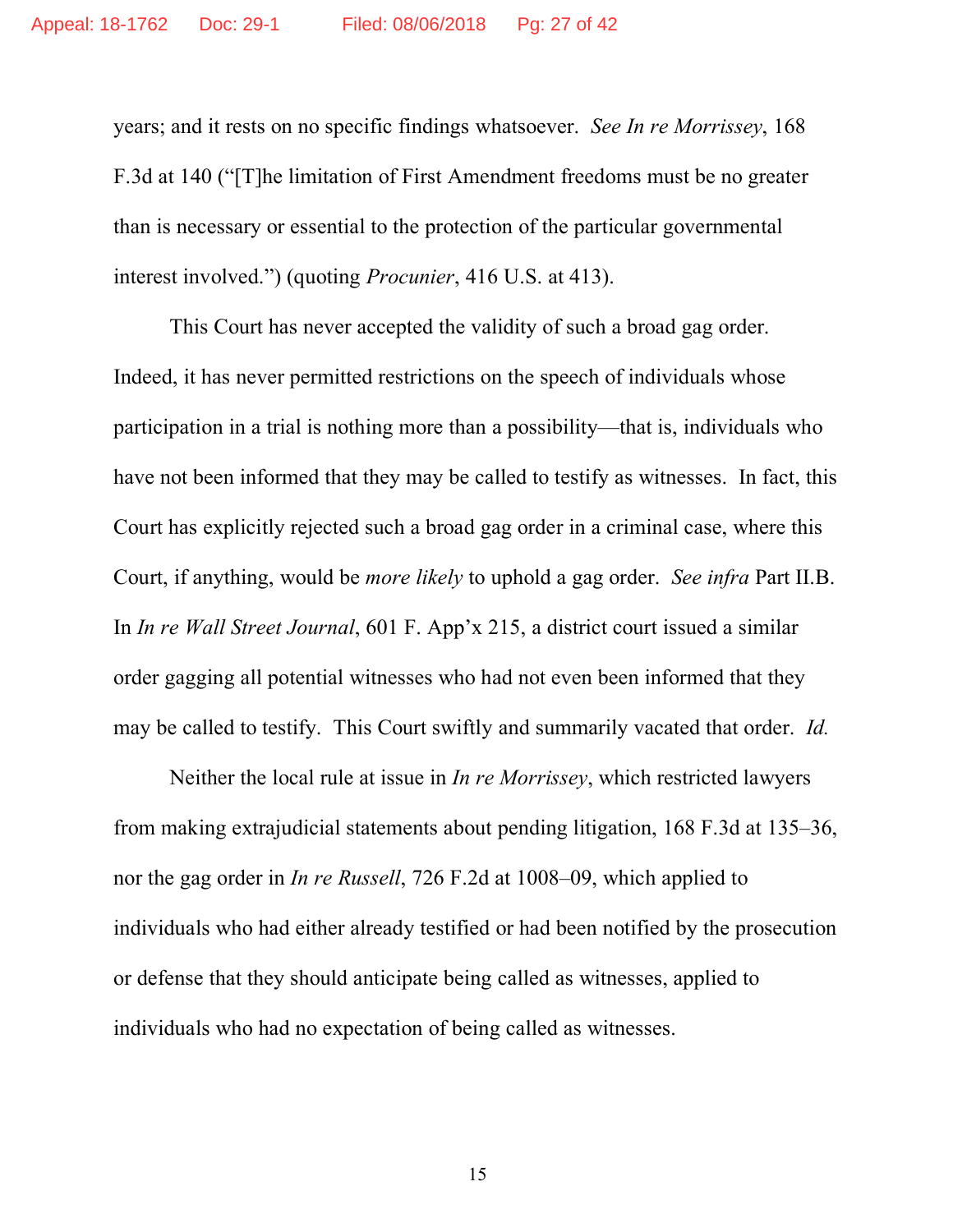years; and it rests on no specific findings whatsoever. *See In re Morrissey*, 168 F.3d at 140 ("[T]he limitation of First Amendment freedoms must be no greater than is necessary or essential to the protection of the particular governmental interest involved.") (quoting *Procunier*, 416 U.S. at 413).

This Court has never accepted the validity of such a broad gag order. Indeed, it has never permitted restrictions on the speech of individuals whose participation in a trial is nothing more than a possibility—that is, individuals who have not been informed that they may be called to testify as witnesses. In fact, this Court has explicitly rejected such a broad gag order in a criminal case, where this Court, if anything, would be *more likely* to uphold a gag order. *See infra* Part II.B. In *In re Wall Street Journal*, 601 F. App'x 215, a district court issued a similar order gagging all potential witnesses who had not even been informed that they may be called to testify. This Court swiftly and summarily vacated that order. *Id.*

Neither the local rule at issue in *In re Morrissey*, which restricted lawyers from making extrajudicial statements about pending litigation, 168 F.3d at 135–36, nor the gag order in *In re Russell*, 726 F.2d at 1008–09, which applied to individuals who had either already testified or had been notified by the prosecution or defense that they should anticipate being called as witnesses, applied to individuals who had no expectation of being called as witnesses.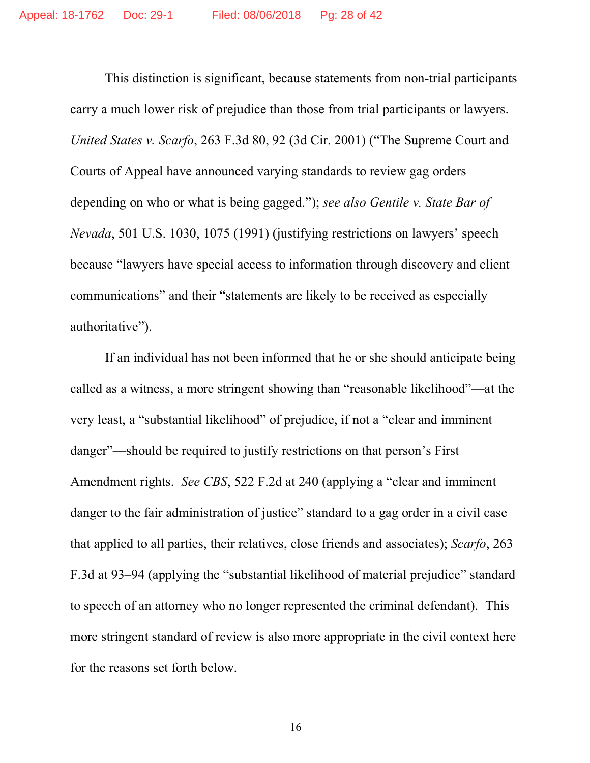This distinction is significant, because statements from non-trial participants carry a much lower risk of prejudice than those from trial participants or lawyers. *United States v. Scarfo*, 263 F.3d 80, 92 (3d Cir. 2001) ("The Supreme Court and Courts of Appeal have announced varying standards to review gag orders depending on who or what is being gagged."); *see also Gentile v. State Bar of Nevada*, 501 U.S. 1030, 1075 (1991) (justifying restrictions on lawyers' speech because "lawyers have special access to information through discovery and client communications" and their "statements are likely to be received as especially authoritative").

If an individual has not been informed that he or she should anticipate being called as a witness, a more stringent showing than "reasonable likelihood"—at the very least, a "substantial likelihood" of prejudice, if not a "clear and imminent danger"—should be required to justify restrictions on that person's First Amendment rights. *See CBS*, 522 F.2d at 240 (applying a "clear and imminent danger to the fair administration of justice" standard to a gag order in a civil case that applied to all parties, their relatives, close friends and associates); *Scarfo*, 263 F.3d at 93–94 (applying the "substantial likelihood of material prejudice" standard to speech of an attorney who no longer represented the criminal defendant). This more stringent standard of review is also more appropriate in the civil context here for the reasons set forth below.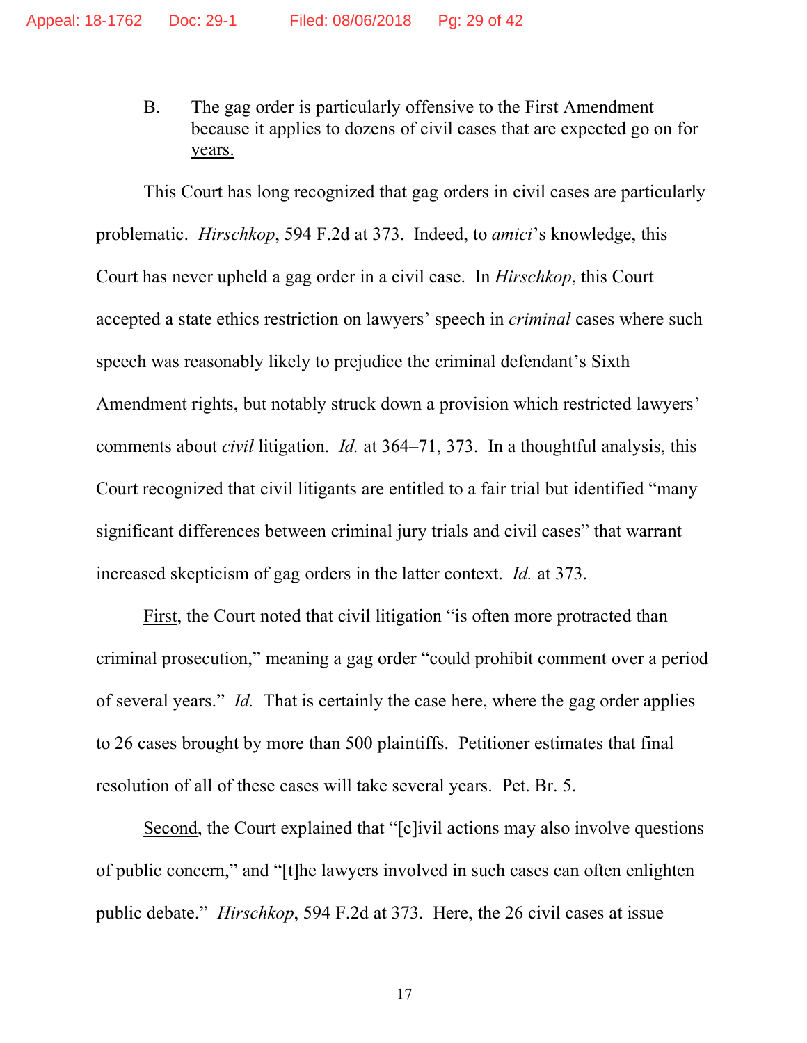B. The gag order is particularly offensive to the First Amendment because it applies to dozens of civil cases that are expected go on for years.

This Court has long recognized that gag orders in civil cases are particularly problematic. *Hirschkop*, 594 F.2d at 373. Indeed, to *amici*'s knowledge, this Court has never upheld a gag order in a civil case. In *Hirschkop*, this Court accepted a state ethics restriction on lawyers' speech in *criminal* cases where such speech was reasonably likely to prejudice the criminal defendant's Sixth Amendment rights, but notably struck down a provision which restricted lawyers' comments about *civil* litigation. *Id.* at 364–71, 373. In a thoughtful analysis, this Court recognized that civil litigants are entitled to a fair trial but identified "many significant differences between criminal jury trials and civil cases" that warrant increased skepticism of gag orders in the latter context. *Id.* at 373.

First, the Court noted that civil litigation "is often more protracted than criminal prosecution," meaning a gag order "could prohibit comment over a period of several years." *Id.* That is certainly the case here, where the gag order applies to 26 cases brought by more than 500 plaintiffs. Petitioner estimates that final resolution of all of these cases will take several years. Pet. Br. 5.

Second, the Court explained that "[c]ivil actions may also involve questions of public concern," and "[t]he lawyers involved in such cases can often enlighten public debate." *Hirschkop*, 594 F.2d at 373. Here, the 26 civil cases at issue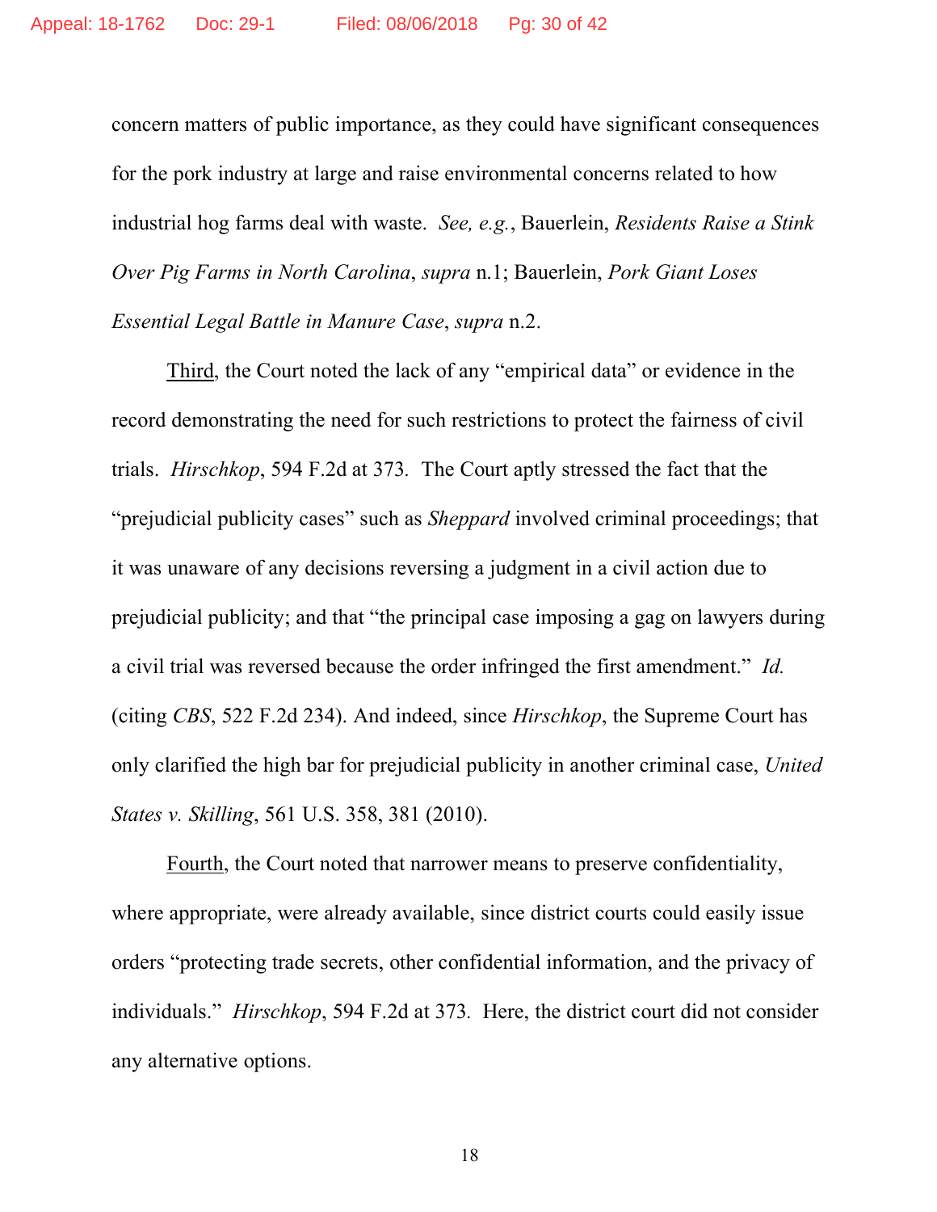concern matters of public importance, as they could have significant consequences for the pork industry at large and raise environmental concerns related to how industrial hog farms deal with waste. *See, e.g.*, Bauerlein, *Residents Raise a Stink Over Pig Farms in North Carolina*, *supra* n.1; Bauerlein, *Pork Giant Loses Essential Legal Battle in Manure Case*, *supra* n.2.

Third, the Court noted the lack of any "empirical data" or evidence in the record demonstrating the need for such restrictions to protect the fairness of civil trials. *Hirschkop*, 594 F.2d at 373. The Court aptly stressed the fact that the "prejudicial publicity cases" such as *Sheppard* involved criminal proceedings; that it was unaware of any decisions reversing a judgment in a civil action due to prejudicial publicity; and that "the principal case imposing a gag on lawyers during a civil trial was reversed because the order infringed the first amendment." *Id.* (citing *CBS*, 522 F.2d 234). And indeed, since *Hirschkop*, the Supreme Court has only clarified the high bar for prejudicial publicity in another criminal case, *United States v. Skilling*, 561 U.S. 358, 381 (2010).

Fourth, the Court noted that narrower means to preserve confidentiality, where appropriate, were already available, since district courts could easily issue orders "protecting trade secrets, other confidential information, and the privacy of individuals." *Hirschkop*, 594 F.2d at 373. Here, the district court did not consider any alternative options.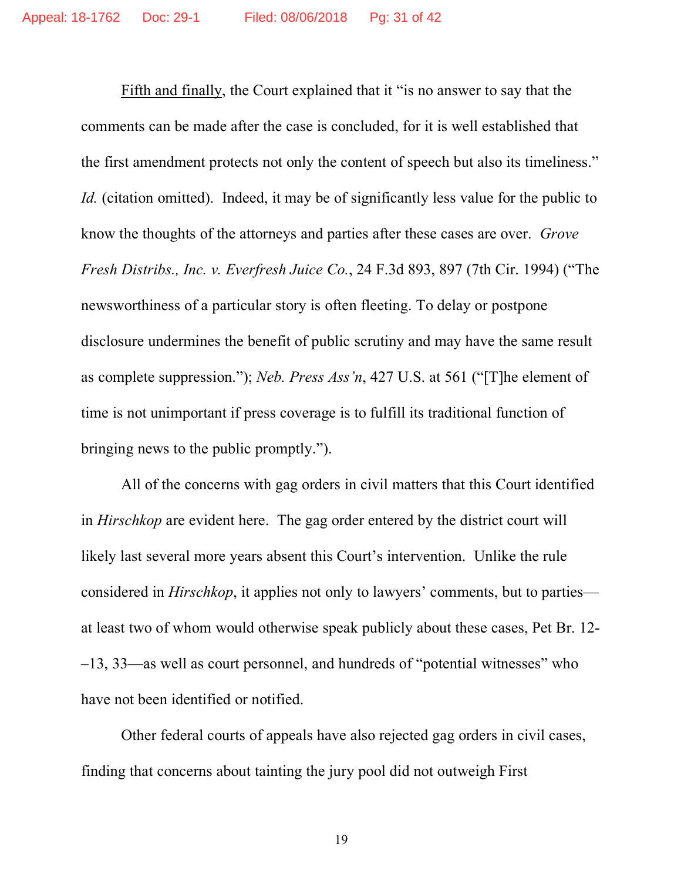Fifth and finally, the Court explained that it "is no answer to say that the comments can be made after the case is concluded, for it is well established that the first amendment protects not only the content of speech but also its timeliness." *Id.* (citation omitted). Indeed, it may be of significantly less value for the public to know the thoughts of the attorneys and parties after these cases are over. *Grove Fresh Distribs., Inc. v. Everfresh Juice Co.*, 24 F.3d 893, 897 (7th Cir. 1994) ("The newsworthiness of a particular story is often fleeting. To delay or postpone disclosure undermines the benefit of public scrutiny and may have the same result as complete suppression."); *Neb. Press Ass'n*, 427 U.S. at 561 ("[T]he element of time is not unimportant if press coverage is to fulfill its traditional function of bringing news to the public promptly.").

All of the concerns with gag orders in civil matters that this Court identified in *Hirschkop* are evident here. The gag order entered by the district court will likely last several more years absent this Court's intervention. Unlike the rule considered in *Hirschkop*, it applies not only to lawyers' comments, but to parties—at least two of whom would otherwise speak publicly about these cases, Pet Br. 12-–13, 33—as well as court personnel, and hundreds of "potential witnesses" who have not been identified or notified.

Other federal courts of appeals have also rejected gag orders in civil cases, finding that concerns about tainting the jury pool did not outweigh First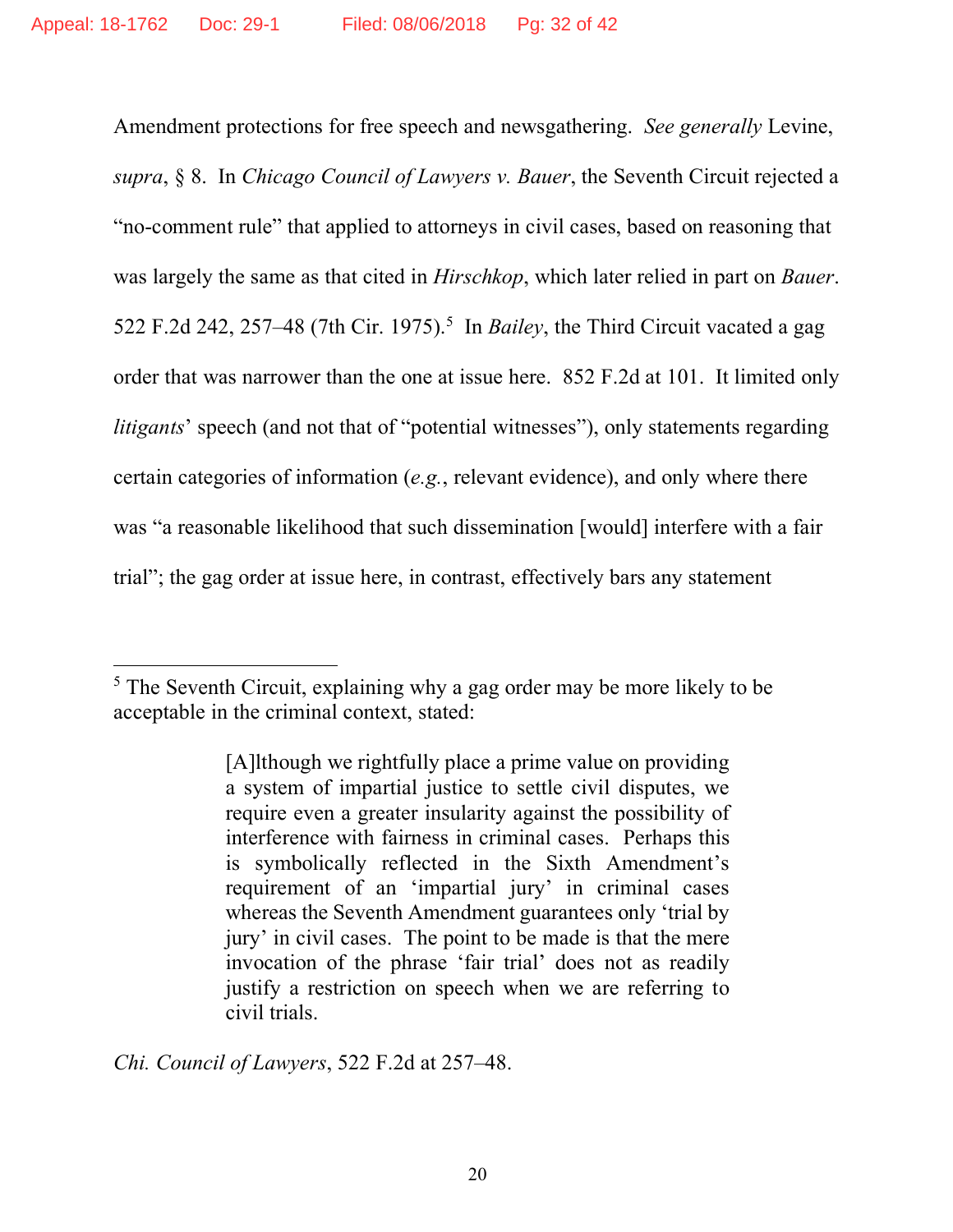Amendment protections for free speech and newsgathering. *See generally* Levine, *supra*, § 8. In *Chicago Council of Lawyers v. Bauer*, the Seventh Circuit rejected a "no-comment rule" that applied to attorneys in civil cases, based on reasoning that was largely the same as that cited in *Hirschkop*, which later relied in part on *Bauer*. 522 F.2d 242, 257–48 (7th Cir. 1975).[5] In *Bailey*, the Third Circuit vacated a gag order that was narrower than the one at issue here. 852 F.2d at 101. It limited only *litigants*' speech (and not that of "potential witnesses"), only statements regarding certain categories of information (*e.g.*, relevant evidence), and only where there was "a reasonable likelihood that such dissemination [would] interfere with a fair trial"; the gag order at issue here, in contrast, effectively bars any statement

---

[5] The Seventh Circuit, explaining why a gag order may be more likely to be acceptable in the criminal context, stated:

> [A]lthough we rightfully place a prime value on providing a system of impartial justice to settle civil disputes, we require even a greater insularity against the possibility of interference with fairness in criminal cases. Perhaps this is symbolically reflected in the Sixth Amendment's requirement of an 'impartial jury' in criminal cases whereas the Seventh Amendment guarantees only 'trial by jury' in civil cases. The point to be made is that the mere invocation of the phrase 'fair trial' does not as readily justify a restriction on speech when we are referring to civil trials.

*Chi. Council of Lawyers*, 522 F.2d at 257–48.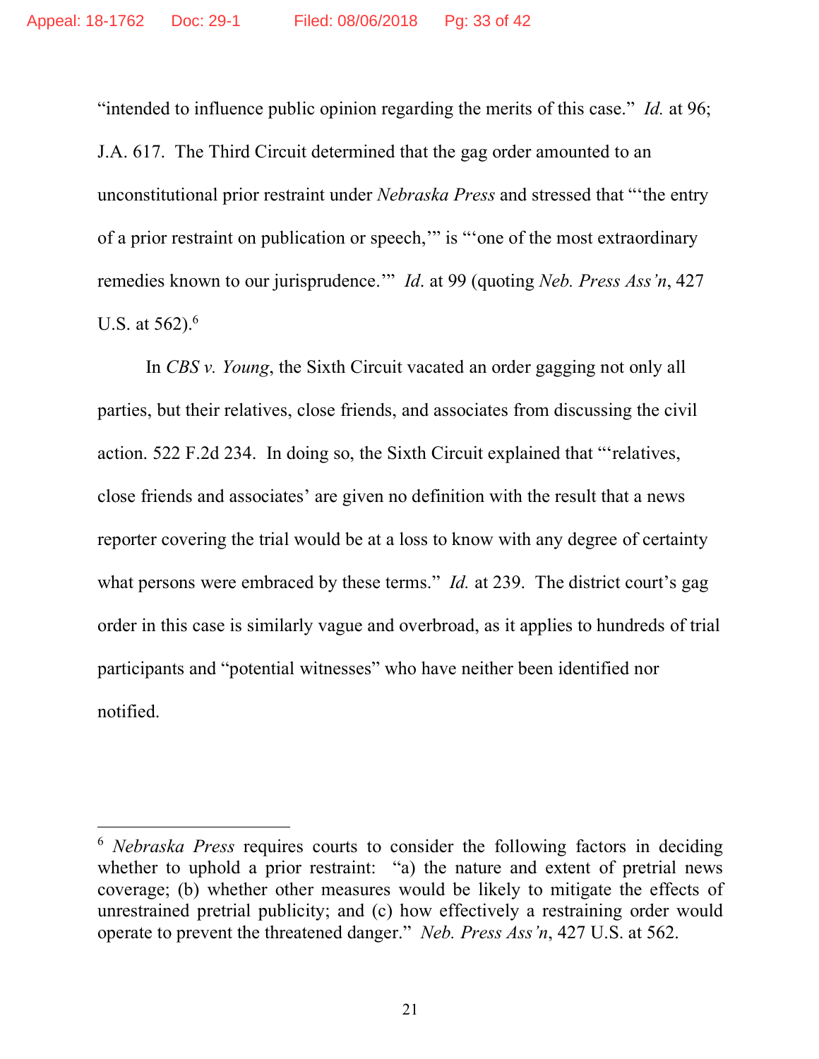"intended to influence public opinion regarding the merits of this case." *Id.* at 96; J.A. 617. The Third Circuit determined that the gag order amounted to an unconstitutional prior restraint under *Nebraska Press* and stressed that "'the entry of a prior restraint on publication or speech,'" is "'one of the most extraordinary remedies known to our jurisprudence.'" *Id*. at 99 (quoting *Neb. Press Ass'n*, 427 U.S. at 562).[6]

In *CBS v. Young*, the Sixth Circuit vacated an order gagging not only all parties, but their relatives, close friends, and associates from discussing the civil action. 522 F.2d 234. In doing so, the Sixth Circuit explained that "'relatives, close friends and associates' are given no definition with the result that a news reporter covering the trial would be at a loss to know with any degree of certainty what persons were embraced by these terms." *Id.* at 239. The district court's gag order in this case is similarly vague and overbroad, as it applies to hundreds of trial participants and "potential witnesses" who have neither been identified nor notified.

---

[6] *Nebraska Press* requires courts to consider the following factors in deciding whether to uphold a prior restraint: "a) the nature and extent of pretrial news coverage; (b) whether other measures would be likely to mitigate the effects of unrestrained pretrial publicity; and (c) how effectively a restraining order would operate to prevent the threatened danger." *Neb. Press Ass'n*, 427 U.S. at 562.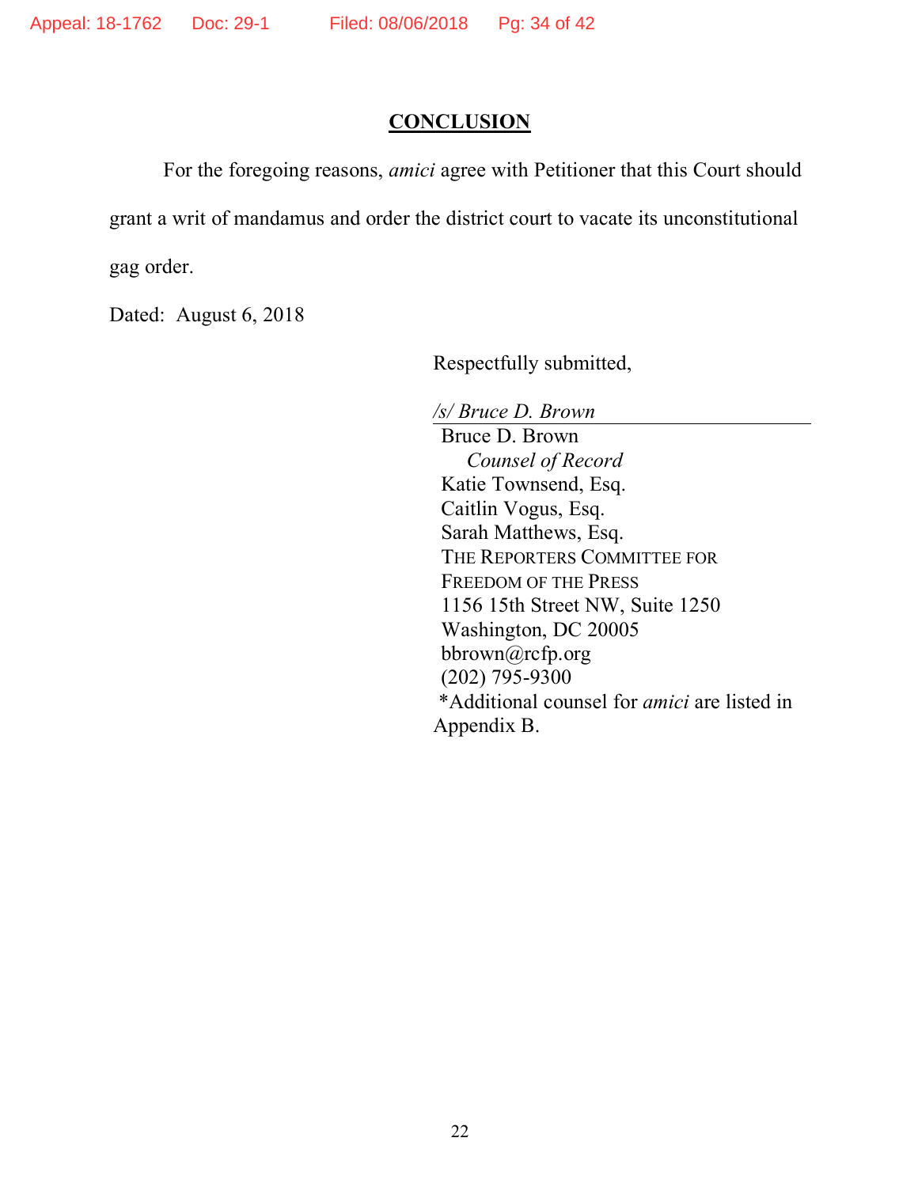## CONCLUSION

For the foregoing reasons, *amici* agree with Petitioner that this Court should grant a writ of mandamus and order the district court to vacate its unconstitutional gag order.

Dated: August 6, 2018

Respectfully submitted,

*/s/ Bruce D. Brown*

Bruce D. Brown
*Counsel of Record*
Katie Townsend, Esq.
Caitlin Vogus, Esq.
Sarah Matthews, Esq.
THE REPORTERS COMMITTEE FOR FREEDOM OF THE PRESS
1156 15th Street NW, Suite 1250
Washington, DC 20005
bbrown@rcfp.org
(202) 795-9300
*Additional counsel for *amici* are listed in Appendix B.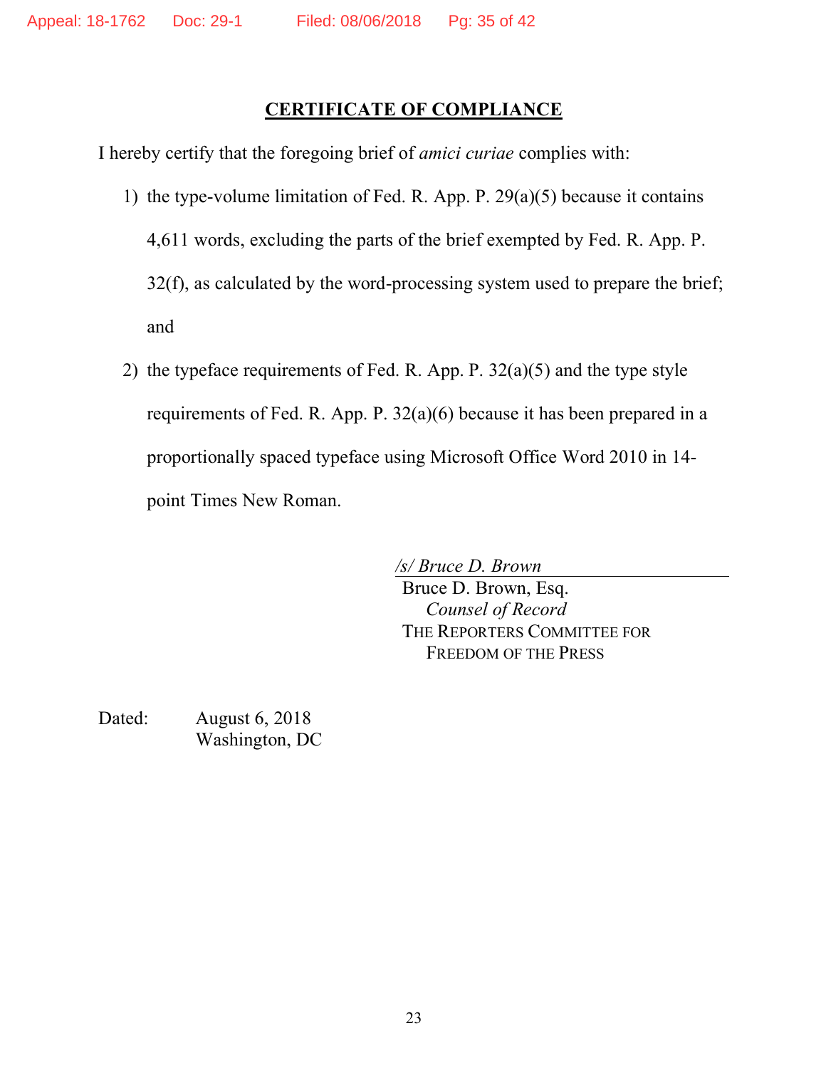## CERTIFICATE OF COMPLIANCE

I hereby certify that the foregoing brief of *amici curiae* complies with:

1) the type-volume limitation of Fed. R. App. P. 29(a)(5) because it contains 4,611 words, excluding the parts of the brief exempted by Fed. R. App. P. 32(f), as calculated by the word-processing system used to prepare the brief; and

2) the typeface requirements of Fed. R. App. P. 32(a)(5) and the type style requirements of Fed. R. App. P. 32(a)(6) because it has been prepared in a proportionally spaced typeface using Microsoft Office Word 2010 in 14-point Times New Roman.

*/s/ Bruce D. Brown*
Bruce D. Brown, Esq.
*Counsel of Record*
THE REPORTERS COMMITTEE FOR FREEDOM OF THE PRESS

Dated: August 6, 2018
Washington, DC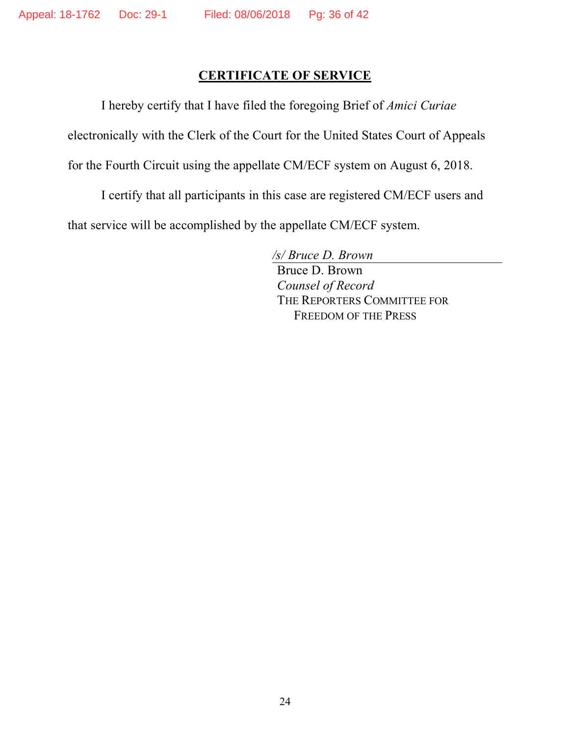## CERTIFICATE OF SERVICE

I hereby certify that I have filed the foregoing Brief of *Amici Curiae* electronically with the Clerk of the Court for the United States Court of Appeals for the Fourth Circuit using the appellate CM/ECF system on August 6, 2018.

I certify that all participants in this case are registered CM/ECF users and that service will be accomplished by the appellate CM/ECF system.

*/s/ Bruce D. Brown*
Bruce D. Brown
*Counsel of Record*
THE REPORTERS COMMITTEE FOR FREEDOM OF THE PRESS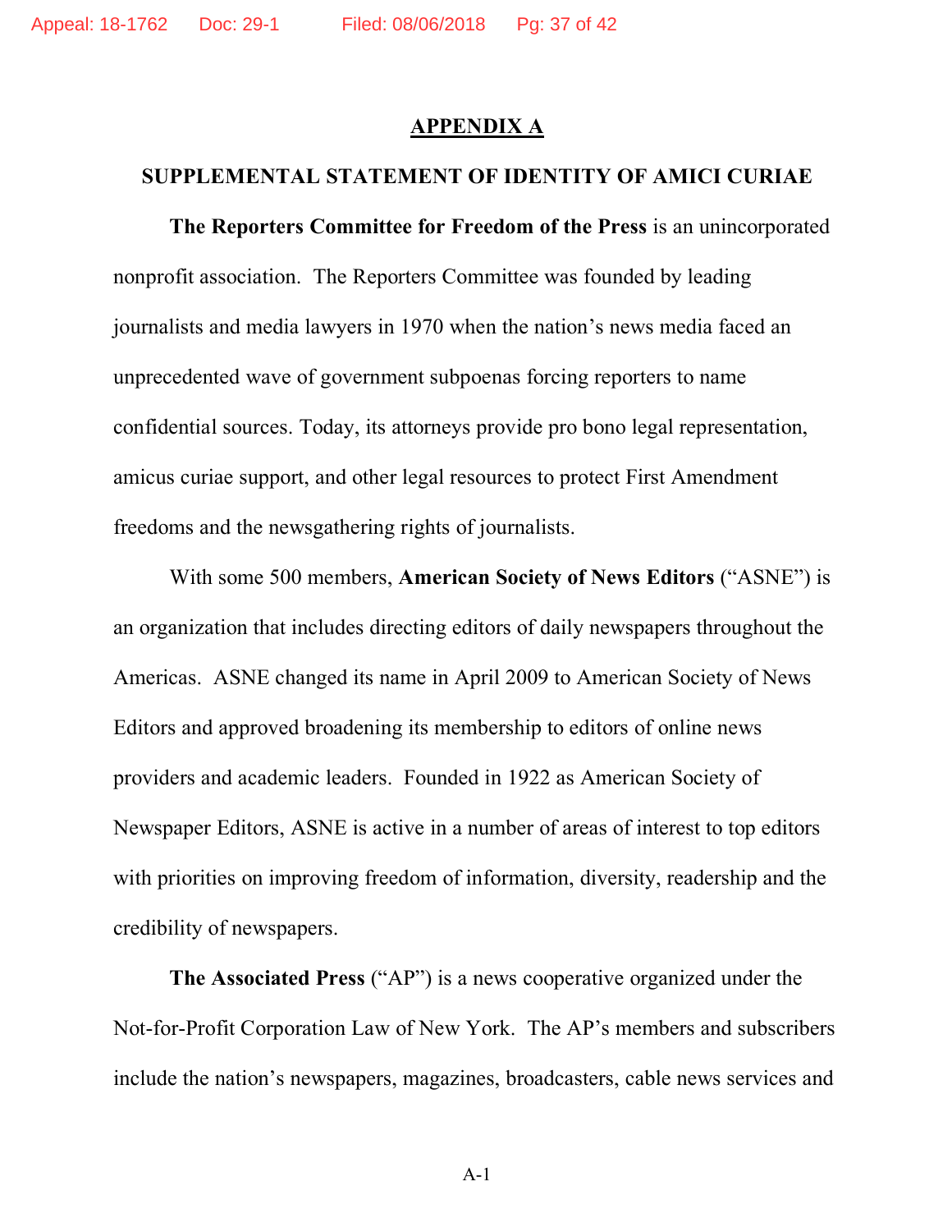## APPENDIX A

### SUPPLEMENTAL STATEMENT OF IDENTITY OF AMICI CURIAE

**The Reporters Committee for Freedom of the Press** is an unincorporated nonprofit association. The Reporters Committee was founded by leading journalists and media lawyers in 1970 when the nation's news media faced an unprecedented wave of government subpoenas forcing reporters to name confidential sources. Today, its attorneys provide pro bono legal representation, amicus curiae support, and other legal resources to protect First Amendment freedoms and the newsgathering rights of journalists.

With some 500 members, **American Society of News Editors** ("ASNE") is an organization that includes directing editors of daily newspapers throughout the Americas. ASNE changed its name in April 2009 to American Society of News Editors and approved broadening its membership to editors of online news providers and academic leaders. Founded in 1922 as American Society of Newspaper Editors, ASNE is active in a number of areas of interest to top editors with priorities on improving freedom of information, diversity, readership and the credibility of newspapers.

**The Associated Press** ("AP") is a news cooperative organized under the Not-for-Profit Corporation Law of New York. The AP's members and subscribers include the nation's newspapers, magazines, broadcasters, cable news services and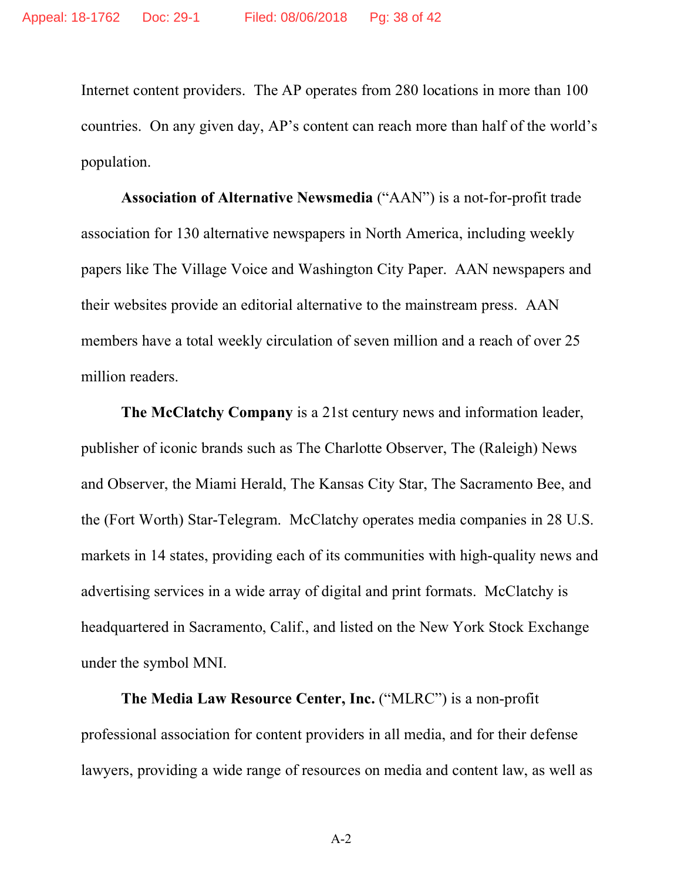Internet content providers. The AP operates from 280 locations in more than 100 countries. On any given day, AP's content can reach more than half of the world's population.

**Association of Alternative Newsmedia** ("AAN") is a not-for-profit trade association for 130 alternative newspapers in North America, including weekly papers like The Village Voice and Washington City Paper. AAN newspapers and their websites provide an editorial alternative to the mainstream press. AAN members have a total weekly circulation of seven million and a reach of over 25 million readers.

**The McClatchy Company** is a 21st century news and information leader, publisher of iconic brands such as The Charlotte Observer, The (Raleigh) News and Observer, the Miami Herald, The Kansas City Star, The Sacramento Bee, and the (Fort Worth) Star-Telegram. McClatchy operates media companies in 28 U.S. markets in 14 states, providing each of its communities with high-quality news and advertising services in a wide array of digital and print formats. McClatchy is headquartered in Sacramento, Calif., and listed on the New York Stock Exchange under the symbol MNI.

**The Media Law Resource Center, Inc.** ("MLRC") is a non-profit professional association for content providers in all media, and for their defense lawyers, providing a wide range of resources on media and content law, as well as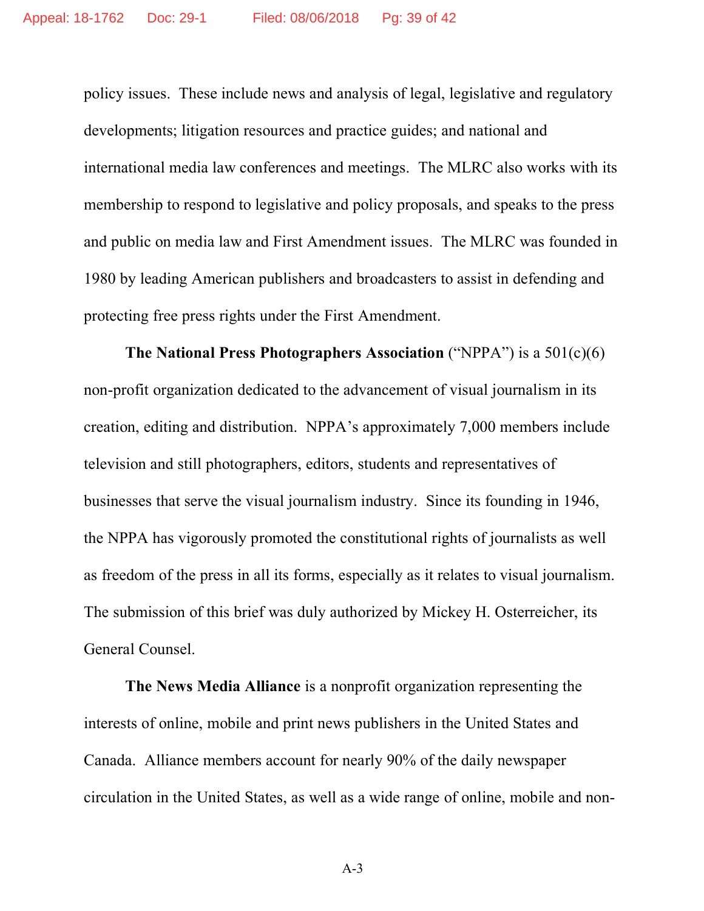policy issues. These include news and analysis of legal, legislative and regulatory developments; litigation resources and practice guides; and national and international media law conferences and meetings. The MLRC also works with its membership to respond to legislative and policy proposals, and speaks to the press and public on media law and First Amendment issues. The MLRC was founded in 1980 by leading American publishers and broadcasters to assist in defending and protecting free press rights under the First Amendment.

**The National Press Photographers Association** ("NPPA") is a 501(c)(6) non-profit organization dedicated to the advancement of visual journalism in its creation, editing and distribution. NPPA's approximately 7,000 members include television and still photographers, editors, students and representatives of businesses that serve the visual journalism industry. Since its founding in 1946, the NPPA has vigorously promoted the constitutional rights of journalists as well as freedom of the press in all its forms, especially as it relates to visual journalism. The submission of this brief was duly authorized by Mickey H. Osterreicher, its General Counsel.

**The News Media Alliance** is a nonprofit organization representing the interests of online, mobile and print news publishers in the United States and Canada. Alliance members account for nearly 90% of the daily newspaper circulation in the United States, as well as a wide range of online, mobile and non-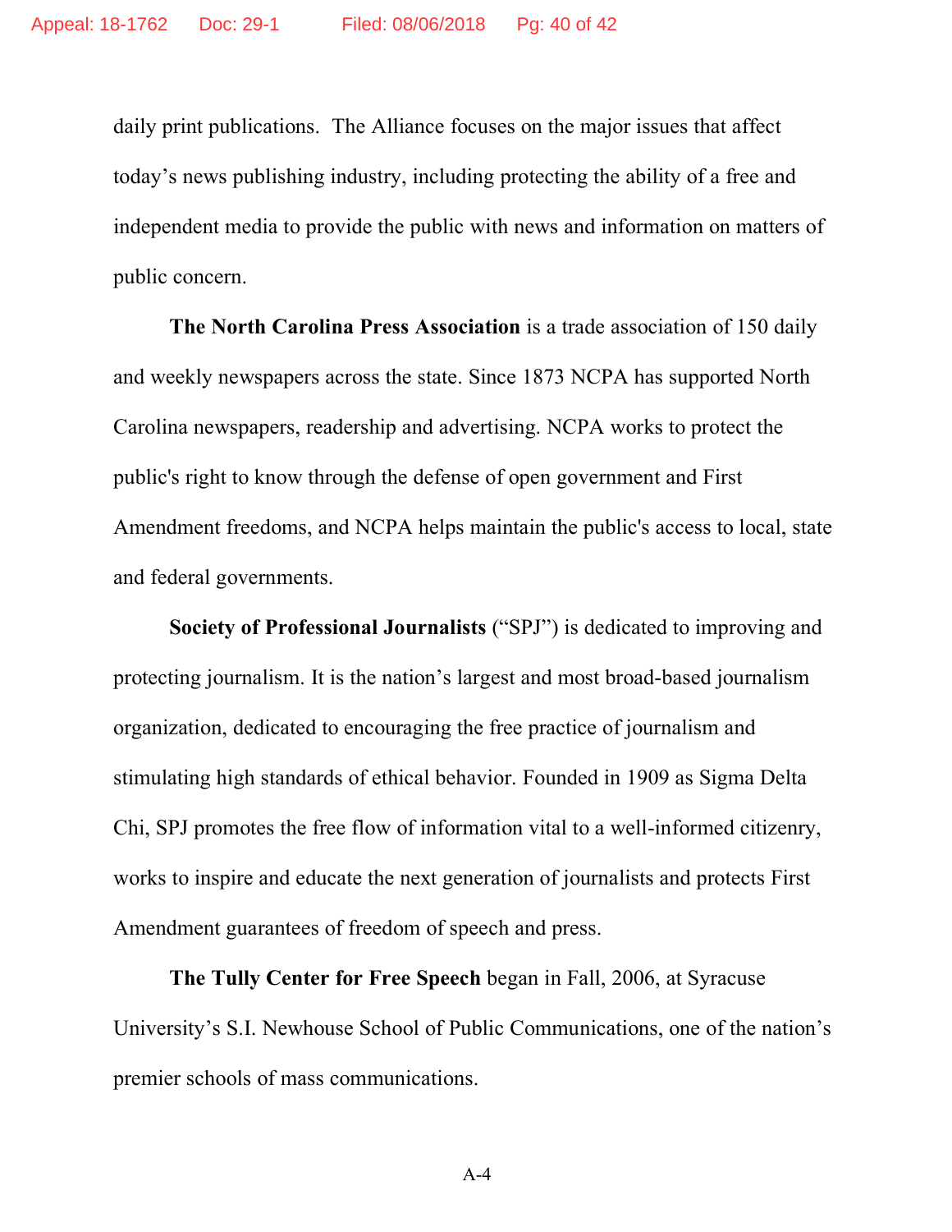daily print publications. The Alliance focuses on the major issues that affect today's news publishing industry, including protecting the ability of a free and independent media to provide the public with news and information on matters of public concern.

**The North Carolina Press Association** is a trade association of 150 daily and weekly newspapers across the state. Since 1873 NCPA has supported North Carolina newspapers, readership and advertising. NCPA works to protect the public's right to know through the defense of open government and First Amendment freedoms, and NCPA helps maintain the public's access to local, state and federal governments.

**Society of Professional Journalists** ("SPJ") is dedicated to improving and protecting journalism. It is the nation's largest and most broad-based journalism organization, dedicated to encouraging the free practice of journalism and stimulating high standards of ethical behavior. Founded in 1909 as Sigma Delta Chi, SPJ promotes the free flow of information vital to a well-informed citizenry, works to inspire and educate the next generation of journalists and protects First Amendment guarantees of freedom of speech and press.

**The Tully Center for Free Speech** began in Fall, 2006, at Syracuse University's S.I. Newhouse School of Public Communications, one of the nation's premier schools of mass communications.

A-4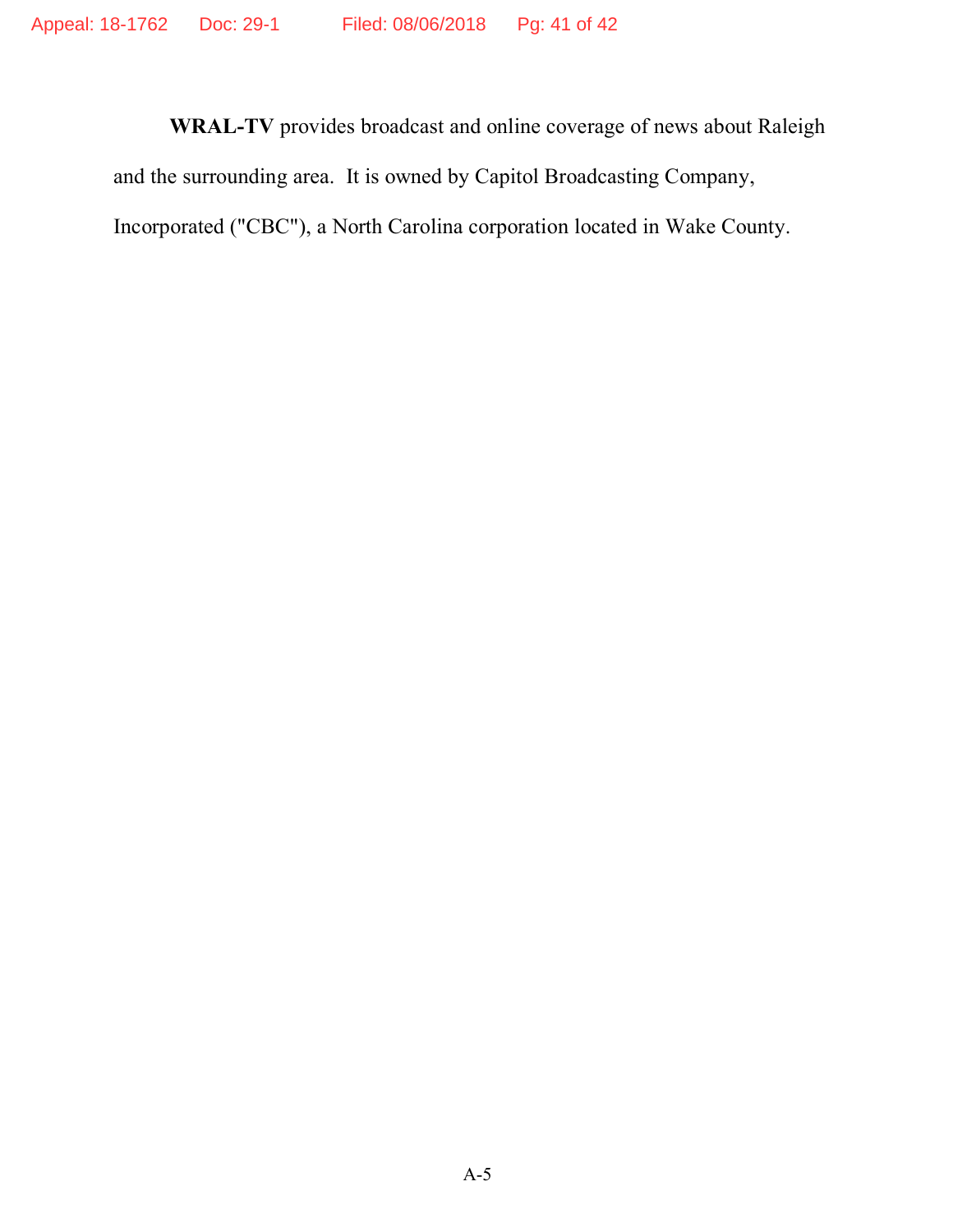**WRAL-TV** provides broadcast and online coverage of news about Raleigh and the surrounding area. It is owned by Capitol Broadcasting Company, Incorporated ("CBC"), a North Carolina corporation located in Wake County.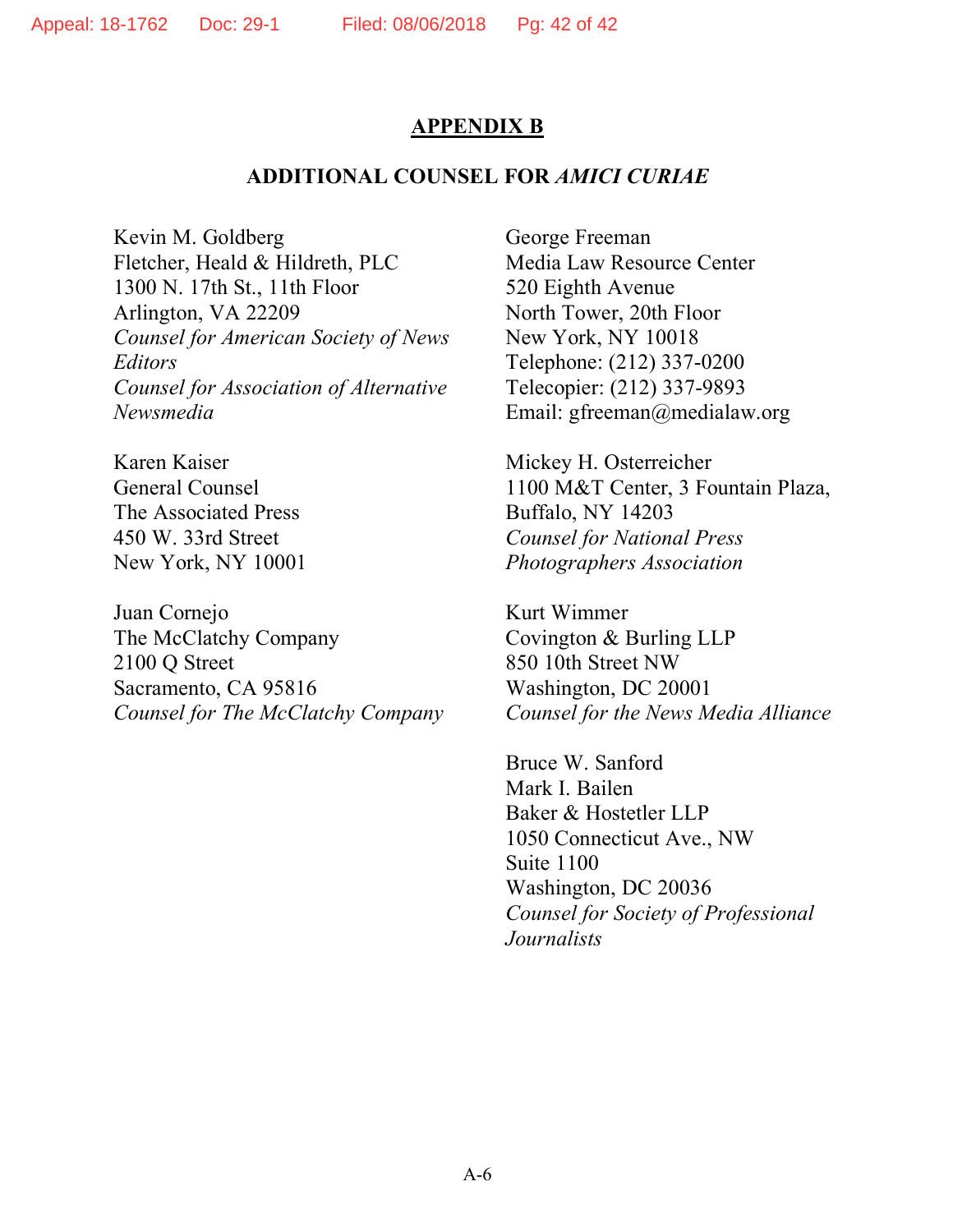## APPENDIX B

### ADDITIONAL COUNSEL FOR *AMICI CURIAE*

Kevin M. Goldberg
Fletcher, Heald & Hildreth, PLC
1300 N. 17th St., 11th Floor
Arlington, VA 22209
*Counsel for American Society of News Editors*
*Counsel for Association of Alternative Newsmedia*

Karen Kaiser
General Counsel
The Associated Press
450 W. 33rd Street
New York, NY 10001

Juan Cornejo
The McClatchy Company
2100 Q Street
Sacramento, CA 95816
*Counsel for The McClatchy Company*

George Freeman
Media Law Resource Center
520 Eighth Avenue
North Tower, 20th Floor
New York, NY 10018
Telephone: (212) 337-0200
Telecopier: (212) 337-9893
Email: gfreeman@medialaw.org

Mickey H. Osterreicher
1100 M&T Center, 3 Fountain Plaza,
Buffalo, NY 14203
*Counsel for National Press Photographers Association*

Kurt Wimmer
Covington & Burling LLP
850 10th Street NW
Washington, DC 20001
*Counsel for the News Media Alliance*

Bruce W. Sanford
Mark I. Bailen
Baker & Hostetler LLP
1050 Connecticut Ave., NW
Suite 1100
Washington, DC 20036
*Counsel for Society of Professional Journalists*